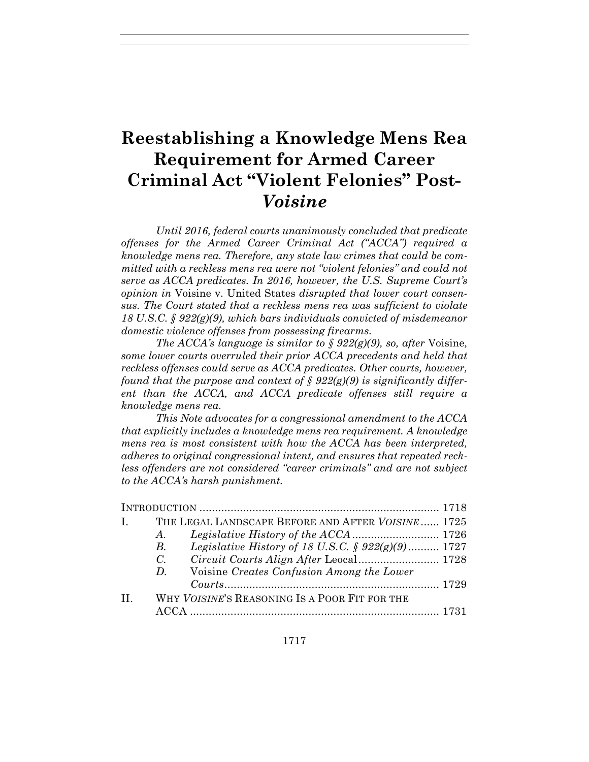# Reestablishing a Knowledge Mens Rea Requirement for Armed Career Criminal Act "Violent Felonies" Post-*Voisine*

*Until 2016, federal courts unanimously concluded that predicate offenses for the Armed Career Criminal Act ("ACCA") required a knowledge mens rea. Therefore, any state law crimes that could be committed with a reckless mens rea were not "violent felonies" and could not serve as ACCA predicates. In 2016, however, the U.S. Supreme Court's opinion in* Voisine v. United States *disrupted that lower court consensus. The Court stated that a reckless mens rea was sufficient to violate 18 U.S.C. § 922(g)(9), which bars individuals convicted of misdemeanor domestic violence offenses from possessing firearms.*

*The ACCA's language is similar to § 922(g)(9), so, after* Voisine, *some lower courts overruled their prior ACCA precedents and held that reckless offenses could serve as ACCA predicates. Other courts, however, found that the purpose and context of § 922(g)(9) is significantly different than the ACCA, and ACCA predicate offenses still require a knowledge mens rea.*

*This Note advocates for a congressional amendment to the ACCA that explicitly includes a knowledge mens rea requirement. A knowledge mens rea is most consistent with how the ACCA has been interpreted, adheres to original congressional intent, and ensures that repeated reckless offenders are not considered "career criminals" and are not subject to the ACCA's harsh punishment.*

| | | | |
|---|---|---|---|
| INTRODUCTION | | | 1718 |
| I. | THE LEGAL LANDSCAPE BEFORE AND AFTER *VOISINE* | | 1725 |
| | *A.* | *Legislative History of the ACCA* | 1726 |
| | *B.* | *Legislative History of 18 U.S.C. § 922(g)(9)* | 1727 |
| | *C.* | *Circuit Courts Align After* Leocal | 1728 |
| | *D.* | Voisine *Creates Confusion Among the Lower Courts* | 1729 |
| II. | WHY *VOISINE*'S REASONING IS A POOR FIT FOR THE ACCA | | 1731 |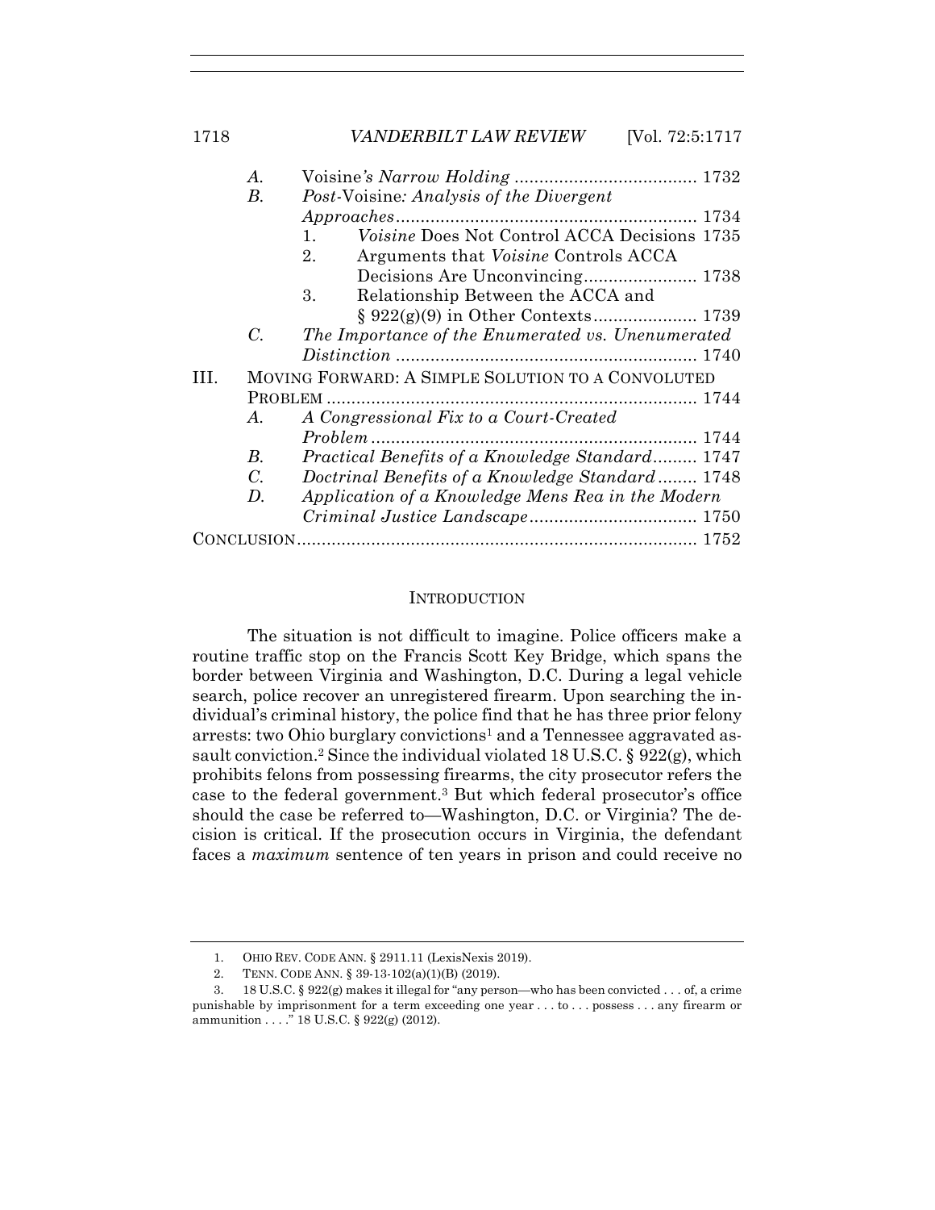A. *Voisine's Narrow Holding* ..................................... 1732
B. *Post-Voisine: Analysis of the Divergent Approaches* ............................................................ 1734
   1. *Voisine* Does Not Control ACCA Decisions 1735
   2. Arguments that *Voisine* Controls ACCA Decisions Are Unconvincing....................... 1738
   3. Relationship Between the ACCA and § 922(g)(9) in Other Contexts..................... 1739
C. *The Importance of the Enumerated vs. Unenumerated Distinction* ............................................................ 1740

III. MOVING FORWARD: A SIMPLE SOLUTION TO A CONVOLUTED PROBLEM ........................................................................... 1744
A. *A Congressional Fix to a Court-Created Problem* ................................................................. 1744
B. *Practical Benefits of a Knowledge Standard*......... 1747
C. *Doctrinal Benefits of a Knowledge Standard*........ 1748
D. *Application of a Knowledge Mens Rea in the Modern Criminal Justice Landscape*.................................. 1750

CONCLUSION................................................................................. 1752

## INTRODUCTION

The situation is not difficult to imagine. Police officers make a routine traffic stop on the Francis Scott Key Bridge, which spans the border between Virginia and Washington, D.C. During a legal vehicle search, police recover an unregistered firearm. Upon searching the individual's criminal history, the police find that he has three prior felony arrests: two Ohio burglary convictions[1] and a Tennessee aggravated assault conviction.[2] Since the individual violated 18 U.S.C. § 922(g), which prohibits felons from possessing firearms, the city prosecutor refers the case to the federal government.[3] But which federal prosecutor's office should the case be referred to—Washington, D.C. or Virginia? The decision is critical. If the prosecution occurs in Virginia, the defendant faces a *maximum* sentence of ten years in prison and could receive no

1. OHIO REV. CODE ANN. § 2911.11 (LexisNexis 2019).

2. TENN. CODE ANN. § 39-13-102(a)(1)(B) (2019).

3. 18 U.S.C. § 922(g) makes it illegal for "any person—who has been convicted . . . of, a crime punishable by imprisonment for a term exceeding one year . . . to . . . possess . . . any firearm or ammunition . . . ." 18 U.S.C. § 922(g) (2012).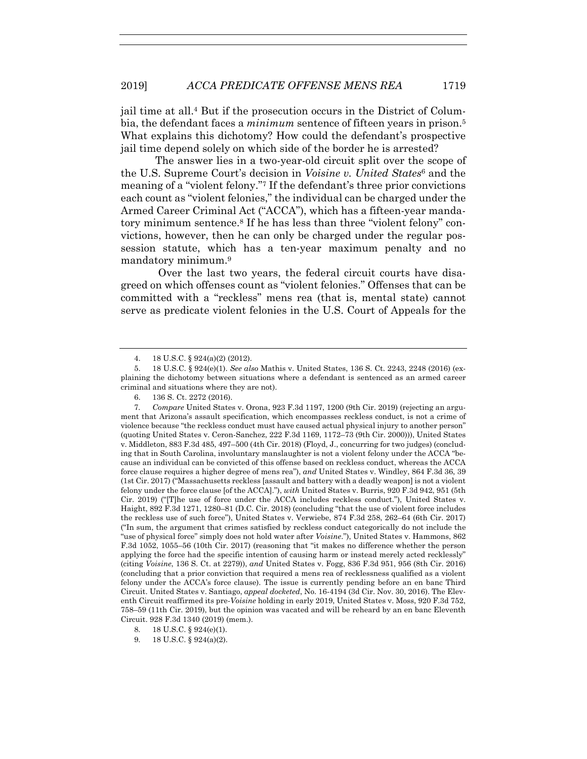jail time at all.[4] But if the prosecution occurs in the District of Columbia, the defendant faces a *minimum* sentence of fifteen years in prison.[5] What explains this dichotomy? How could the defendant's prospective jail time depend solely on which side of the border he is arrested?

The answer lies in a two-year-old circuit split over the scope of the U.S. Supreme Court's decision in *Voisine v. United States*[6] and the meaning of a "violent felony."[7] If the defendant's three prior convictions each count as "violent felonies," the individual can be charged under the Armed Career Criminal Act ("ACCA"), which has a fifteen-year mandatory minimum sentence.[8] If he has less than three "violent felony" convictions, however, then he can only be charged under the regular possession statute, which has a ten-year maximum penalty and no mandatory minimum.[9]

Over the last two years, the federal circuit courts have disagreed on which offenses count as "violent felonies." Offenses that can be committed with a "reckless" mens rea (that is, mental state) cannot serve as predicate violent felonies in the U.S. Court of Appeals for the

---

4. 18 U.S.C. § 924(a)(2) (2012).

5. 18 U.S.C. § 924(e)(1). *See also* Mathis v. United States, 136 S. Ct. 2243, 2248 (2016) (explaining the dichotomy between situations where a defendant is sentenced as an armed career criminal and situations where they are not).

6. 136 S. Ct. 2272 (2016).

7. *Compare* United States v. Orona, 923 F.3d 1197, 1200 (9th Cir. 2019) (rejecting an argument that Arizona's assault specification, which encompasses reckless conduct, is not a crime of violence because "the reckless conduct must have caused actual physical injury to another person" (quoting United States v. Ceron-Sanchez, 222 F.3d 1169, 1172–73 (9th Cir. 2000))), United States v. Middleton, 883 F.3d 485, 497–500 (4th Cir. 2018) (Floyd, J., concurring for two judges) (concluding that in South Carolina, involuntary manslaughter is not a violent felony under the ACCA "because an individual can be convicted of this offense based on reckless conduct, whereas the ACCA force clause requires a higher degree of mens rea"), *and* United States v. Windley, 864 F.3d 36, 39 (1st Cir. 2017) ("Massachusetts reckless [assault and battery with a deadly weapon] is not a violent felony under the force clause [of the ACCA]."), *with* United States v. Burris, 920 F.3d 942, 951 (5th Cir. 2019) ("[T]he use of force under the ACCA includes reckless conduct."), United States v. Haight, 892 F.3d 1271, 1280–81 (D.C. Cir. 2018) (concluding "that the use of violent force includes the reckless use of such force"), United States v. Verwiebe, 874 F.3d 258, 262–64 (6th Cir. 2017) ("In sum, the argument that crimes satisfied by reckless conduct categorically do not include the "use of physical force" simply does not hold water after *Voisine*."), United States v. Hammons, 862 F.3d 1052, 1055–56 (10th Cir. 2017) (reasoning that "it makes no difference whether the person applying the force had the specific intention of causing harm or instead merely acted recklessly" (citing *Voisine*, 136 S. Ct. at 2279)), *and* United States v. Fogg, 836 F.3d 951, 956 (8th Cir. 2016) (concluding that a prior conviction that required a mens rea of recklessness qualified as a violent felony under the ACCA's force clause). The issue is currently pending before an en banc Third Circuit. United States v. Santiago, *appeal docketed*, No. 16-4194 (3d Cir. Nov. 30, 2016). The Eleventh Circuit reaffirmed its pre-*Voisine* holding in early 2019, United States v. Moss, 920 F.3d 752, 758–59 (11th Cir. 2019), but the opinion was vacated and will be reheard by an en banc Eleventh Circuit. 928 F.3d 1340 (2019) (mem.).

8. 18 U.S.C. § 924(e)(1).

9. 18 U.S.C. § 924(a)(2).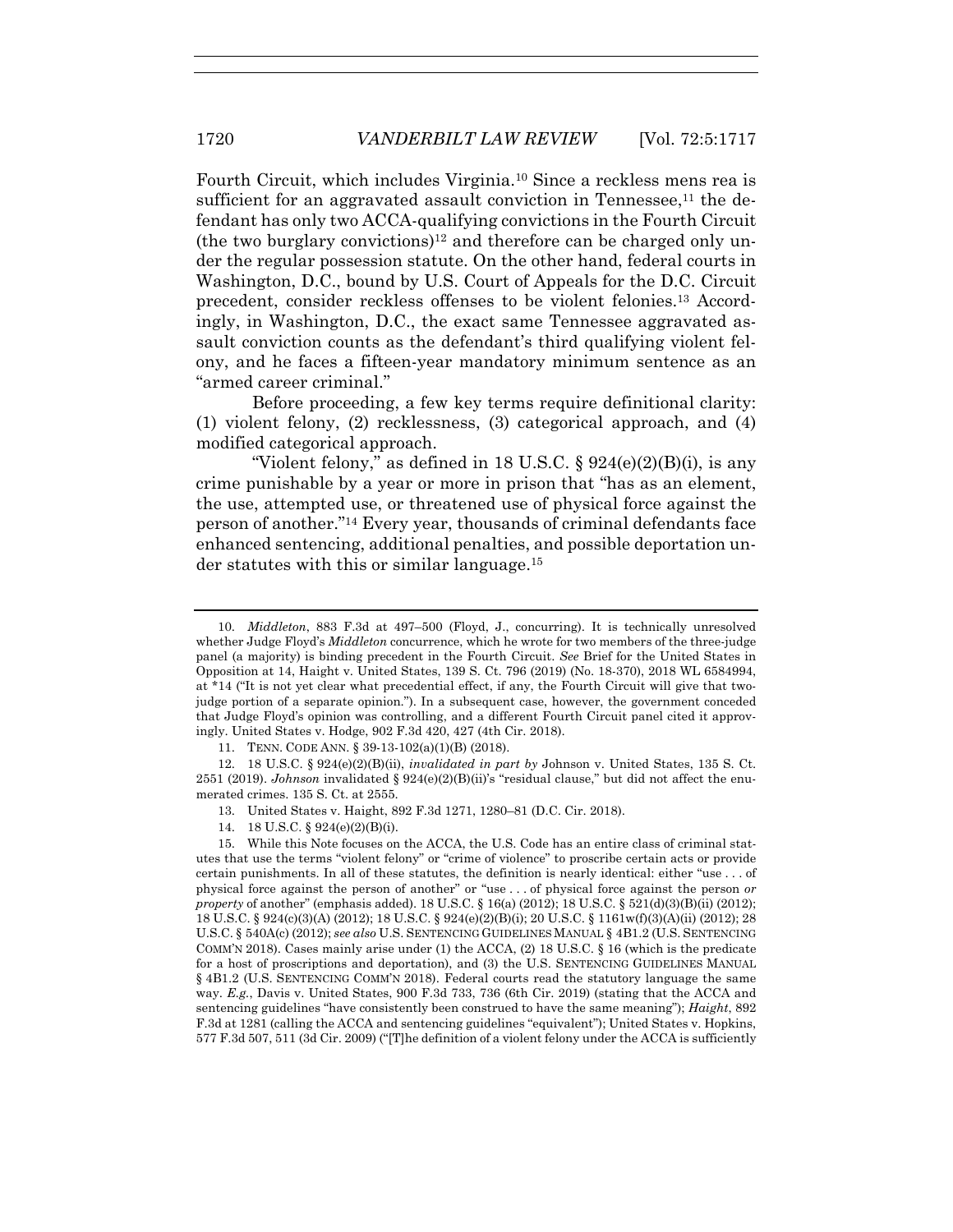Fourth Circuit, which includes Virginia.[10] Since a reckless mens rea is sufficient for an aggravated assault conviction in Tennessee,[11] the defendant has only two ACCA-qualifying convictions in the Fourth Circuit (the two burglary convictions)[12] and therefore can be charged only under the regular possession statute. On the other hand, federal courts in Washington, D.C., bound by U.S. Court of Appeals for the D.C. Circuit precedent, consider reckless offenses to be violent felonies.[13] Accordingly, in Washington, D.C., the exact same Tennessee aggravated assault conviction counts as the defendant's third qualifying violent felony, and he faces a fifteen-year mandatory minimum sentence as an "armed career criminal."

Before proceeding, a few key terms require definitional clarity: (1) violent felony, (2) recklessness, (3) categorical approach, and (4) modified categorical approach.

"Violent felony," as defined in 18 U.S.C. § 924(e)(2)(B)(i), is any crime punishable by a year or more in prison that "has as an element, the use, attempted use, or threatened use of physical force against the person of another."[14] Every year, thousands of criminal defendants face enhanced sentencing, additional penalties, and possible deportation under statutes with this or similar language.[15]

---

10. *Middleton*, 883 F.3d at 497–500 (Floyd, J., concurring). It is technically unresolved whether Judge Floyd's *Middleton* concurrence, which he wrote for two members of the three-judge panel (a majority) is binding precedent in the Fourth Circuit. *See* Brief for the United States in Opposition at 14, Haight v. United States, 139 S. Ct. 796 (2019) (No. 18-370), 2018 WL 6584994, at *14 ("It is not yet clear what precedential effect, if any, the Fourth Circuit will give that two-judge portion of a separate opinion."). In a subsequent case, however, the government conceded that Judge Floyd's opinion was controlling, and a different Fourth Circuit panel cited it approvingly. United States v. Hodge, 902 F.3d 420, 427 (4th Cir. 2018).

11. TENN. CODE ANN. § 39-13-102(a)(1)(B) (2018).

12. 18 U.S.C. § 924(e)(2)(B)(ii), *invalidated in part by* Johnson v. United States, 135 S. Ct. 2551 (2019). *Johnson* invalidated § 924(e)(2)(B)(ii)'s "residual clause," but did not affect the enumerated crimes. 135 S. Ct. at 2555.

13. United States v. Haight, 892 F.3d 1271, 1280–81 (D.C. Cir. 2018).

14. 18 U.S.C. § 924(e)(2)(B)(i).

15. While this Note focuses on the ACCA, the U.S. Code has an entire class of criminal statutes that use the terms "violent felony" or "crime of violence" to proscribe certain acts or provide certain punishments. In all of these statutes, the definition is nearly identical: either "use . . . of physical force against the person of another" or "use . . . of physical force against the person *or property* of another" (emphasis added). 18 U.S.C. § 16(a) (2012); 18 U.S.C. § 521(d)(3)(B)(ii) (2012); 18 U.S.C. § 924(c)(3)(A) (2012); 18 U.S.C. § 924(e)(2)(B)(i); 20 U.S.C. § 1161w(f)(3)(A)(ii) (2012); 28 U.S.C. § 540A(c) (2012); *see also* U.S. SENTENCING GUIDELINES MANUAL § 4B1.2 (U.S. SENTENCING COMM'N 2018). Cases mainly arise under (1) the ACCA, (2) 18 U.S.C. § 16 (which is the predicate for a host of proscriptions and deportation), and (3) the U.S. SENTENCING GUIDELINES MANUAL § 4B1.2 (U.S. SENTENCING COMM'N 2018). Federal courts read the statutory language the same way. *E.g.*, Davis v. United States, 900 F.3d 733, 736 (6th Cir. 2019) (stating that the ACCA and sentencing guidelines "have consistently been construed to have the same meaning"); *Haight*, 892 F.3d at 1281 (calling the ACCA and sentencing guidelines "equivalent"); United States v. Hopkins, 577 F.3d 507, 511 (3d Cir. 2009) ("[T]he definition of a violent felony under the ACCA is sufficiently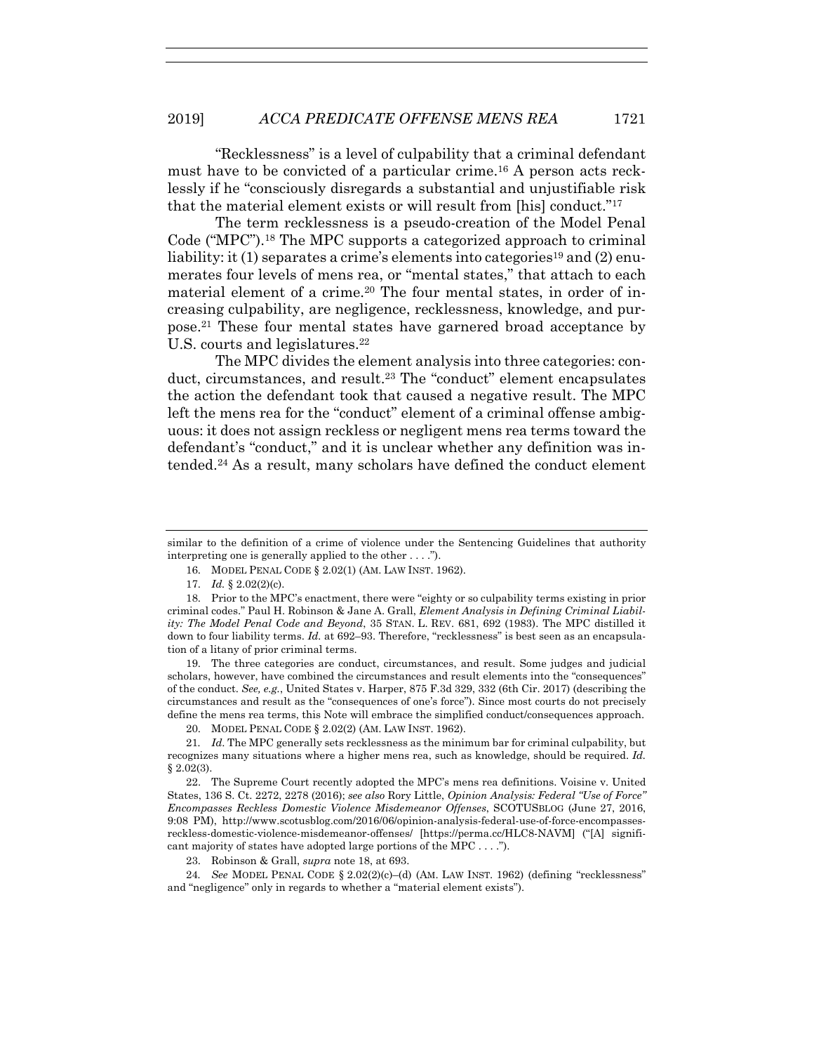"Recklessness" is a level of culpability that a criminal defendant must have to be convicted of a particular crime.[16] A person acts recklessly if he "consciously disregards a substantial and unjustifiable risk that the material element exists or will result from [his] conduct."[17]

The term recklessness is a pseudo-creation of the Model Penal Code ("MPC").[18] The MPC supports a categorized approach to criminal liability: it (1) separates a crime's elements into categories[19] and (2) enumerates four levels of mens rea, or "mental states," that attach to each material element of a crime.[20] The four mental states, in order of increasing culpability, are negligence, recklessness, knowledge, and purpose.[21] These four mental states have garnered broad acceptance by U.S. courts and legislatures.[22]

The MPC divides the element analysis into three categories: conduct, circumstances, and result.[23] The "conduct" element encapsulates the action the defendant took that caused a negative result. The MPC left the mens rea for the "conduct" element of a criminal offense ambiguous: it does not assign reckless or negligent mens rea terms toward the defendant's "conduct," and it is unclear whether any definition was intended.[24] As a result, many scholars have defined the conduct element

---

similar to the definition of a crime of violence under the Sentencing Guidelines that authority interpreting one is generally applied to the other . . . .").

16. MODEL PENAL CODE § 2.02(1) (AM. LAW INST. 1962).

17. *Id.* § 2.02(2)(c).

18. Prior to the MPC's enactment, there were "eighty or so culpability terms existing in prior criminal codes." Paul H. Robinson & Jane A. Grall, *Element Analysis in Defining Criminal Liability: The Model Penal Code and Beyond*, 35 STAN. L. REV. 681, 692 (1983). The MPC distilled it down to four liability terms. *Id.* at 692–93. Therefore, "recklessness" is best seen as an encapsulation of a litany of prior criminal terms.

19. The three categories are conduct, circumstances, and result. Some judges and judicial scholars, however, have combined the circumstances and result elements into the "consequences" of the conduct. *See, e.g.*, United States v. Harper, 875 F.3d 329, 332 (6th Cir. 2017) (describing the circumstances and result as the "consequences of one's force"). Since most courts do not precisely define the mens rea terms, this Note will embrace the simplified conduct/consequences approach.

20. MODEL PENAL CODE § 2.02(2) (AM. LAW INST. 1962).

21. *Id*. The MPC generally sets recklessness as the minimum bar for criminal culpability, but recognizes many situations where a higher mens rea, such as knowledge, should be required. *Id.* § 2.02(3).

22. The Supreme Court recently adopted the MPC's mens rea definitions. Voisine v. United States, 136 S. Ct. 2272, 2278 (2016); *see also* Rory Little, *Opinion Analysis: Federal "Use of Force" Encompasses Reckless Domestic Violence Misdemeanor Offenses*, SCOTUSBLOG (June 27, 2016, 9:08 PM), http://www.scotusblog.com/2016/06/opinion-analysis-federal-use-of-force-encompasses-reckless-domestic-violence-misdemeanor-offenses/ [https://perma.cc/HLC8-NAVM] ("[A] significant majority of states have adopted large portions of the MPC . . . .").

23. Robinson & Grall, *supra* note 18, at 693.

24. *See* MODEL PENAL CODE § 2.02(2)(c)–(d) (AM. LAW INST. 1962) (defining "recklessness" and "negligence" only in regards to whether a "material element exists").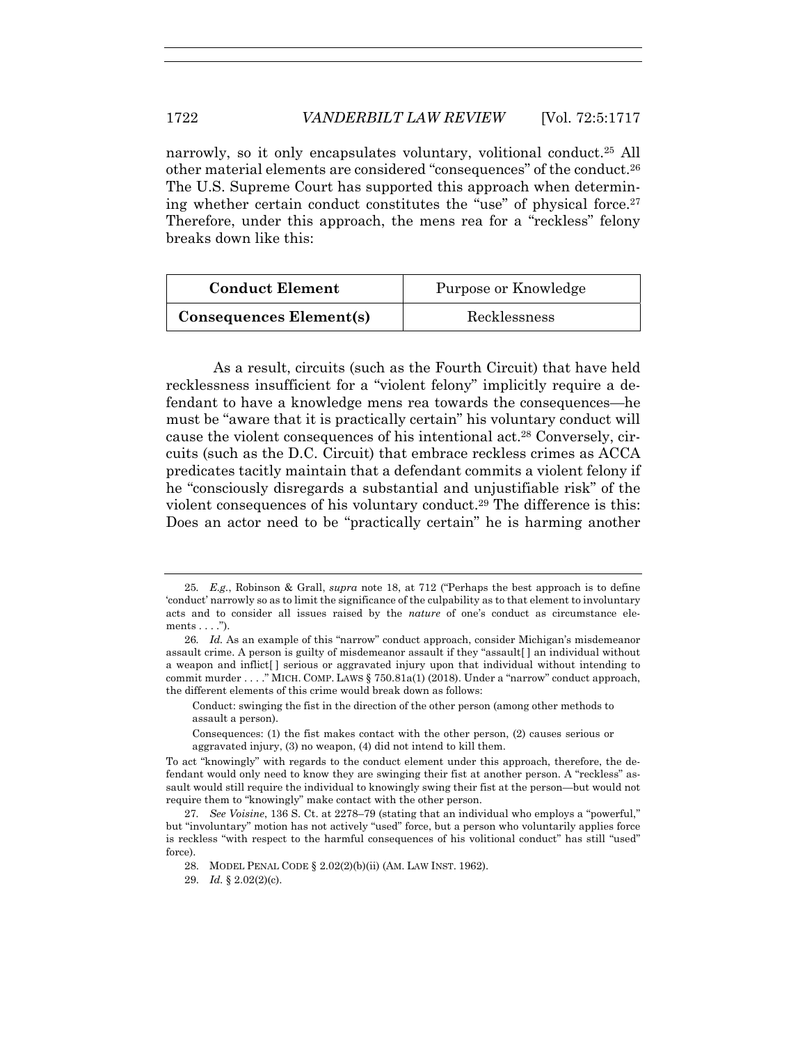narrowly, so it only encapsulates voluntary, volitional conduct.[25] All other material elements are considered "consequences" of the conduct.[26] The U.S. Supreme Court has supported this approach when determining whether certain conduct constitutes the "use" of physical force.[27] Therefore, under this approach, the mens rea for a "reckless" felony breaks down like this:

| **Conduct Element** | Purpose or Knowledge |
|---|---|
| **Consequences Element(s)** | Recklessness |

As a result, circuits (such as the Fourth Circuit) that have held recklessness insufficient for a "violent felony" implicitly require a defendant to have a knowledge mens rea towards the consequences—he must be "aware that it is practically certain" his voluntary conduct will cause the violent consequences of his intentional act.[28] Conversely, circuits (such as the D.C. Circuit) that embrace reckless crimes as ACCA predicates tacitly maintain that a defendant commits a violent felony if he "consciously disregards a substantial and unjustifiable risk" of the violent consequences of his voluntary conduct.[29] The difference is this: Does an actor need to be "practically certain" he is harming another

---

25. *E.g.*, Robinson & Grall, *supra* note 18, at 712 ("Perhaps the best approach is to define 'conduct' narrowly so as to limit the significance of the culpability as to that element to involuntary acts and to consider all issues raised by the *nature* of one's conduct as circumstance elements . . . .").

26. *Id.* As an example of this "narrow" conduct approach, consider Michigan's misdemeanor assault crime. A person is guilty of misdemeanor assault if they "assault[ ] an individual without a weapon and inflict[ ] serious or aggravated injury upon that individual without intending to commit murder . . . ." MICH. COMP. LAWS § 750.81a(1) (2018). Under a "narrow" conduct approach, the different elements of this crime would break down as follows:

> Conduct: swinging the fist in the direction of the other person (among other methods to assault a person).
>
> Consequences: (1) the fist makes contact with the other person, (2) causes serious or aggravated injury, (3) no weapon, (4) did not intend to kill them.

To act "knowingly" with regards to the conduct element under this approach, therefore, the defendant would only need to know they are swinging their fist at another person. A "reckless" assault would still require the individual to knowingly swing their fist at the person—but would not require them to "knowingly" make contact with the other person.

27. *See Voisine*, 136 S. Ct. at 2278–79 (stating that an individual who employs a "powerful," but "involuntary" motion has not actively "used" force, but a person who voluntarily applies force is reckless "with respect to the harmful consequences of his volitional conduct" has still "used" force).

28. MODEL PENAL CODE § 2.02(2)(b)(ii) (AM. LAW INST. 1962).

29. *Id.* § 2.02(2)(c).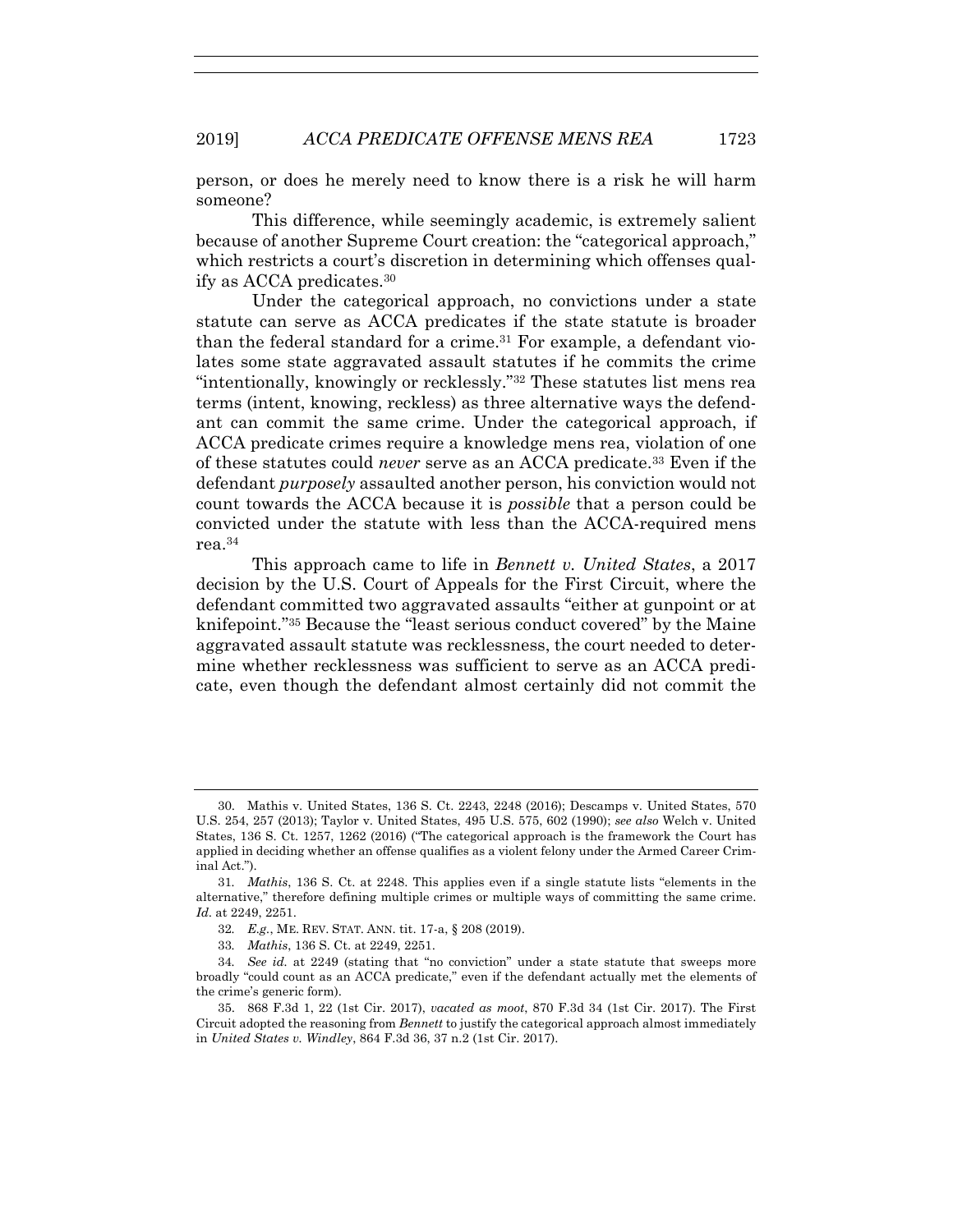person, or does he merely need to know there is a risk he will harm someone?

This difference, while seemingly academic, is extremely salient because of another Supreme Court creation: the "categorical approach," which restricts a court's discretion in determining which offenses qualify as ACCA predicates.[30]

Under the categorical approach, no convictions under a state statute can serve as ACCA predicates if the state statute is broader than the federal standard for a crime.[31] For example, a defendant violates some state aggravated assault statutes if he commits the crime "intentionally, knowingly or recklessly."[32] These statutes list mens rea terms (intent, knowing, reckless) as three alternative ways the defendant can commit the same crime. Under the categorical approach, if ACCA predicate crimes require a knowledge mens rea, violation of one of these statutes could *never* serve as an ACCA predicate.[33] Even if the defendant *purposely* assaulted another person, his conviction would not count towards the ACCA because it is *possible* that a person could be convicted under the statute with less than the ACCA-required mens rea.[34]

This approach came to life in *Bennett v. United States*, a 2017 decision by the U.S. Court of Appeals for the First Circuit, where the defendant committed two aggravated assaults "either at gunpoint or at knifepoint."[35] Because the "least serious conduct covered" by the Maine aggravated assault statute was recklessness, the court needed to determine whether recklessness was sufficient to serve as an ACCA predicate, even though the defendant almost certainly did not commit the

---

30. Mathis v. United States, 136 S. Ct. 2243, 2248 (2016); Descamps v. United States, 570 U.S. 254, 257 (2013); Taylor v. United States, 495 U.S. 575, 602 (1990); *see also* Welch v. United States, 136 S. Ct. 1257, 1262 (2016) ("The categorical approach is the framework the Court has applied in deciding whether an offense qualifies as a violent felony under the Armed Career Criminal Act.").

31. *Mathis*, 136 S. Ct. at 2248. This applies even if a single statute lists "elements in the alternative," therefore defining multiple crimes or multiple ways of committing the same crime. *Id.* at 2249, 2251.

32. *E.g.*, ME. REV. STAT. ANN. tit. 17-a, § 208 (2019).

33. *Mathis*, 136 S. Ct. at 2249, 2251.

34. *See id.* at 2249 (stating that "no conviction" under a state statute that sweeps more broadly "could count as an ACCA predicate," even if the defendant actually met the elements of the crime's generic form).

35. 868 F.3d 1, 22 (1st Cir. 2017), *vacated as moot*, 870 F.3d 34 (1st Cir. 2017). The First Circuit adopted the reasoning from *Bennett* to justify the categorical approach almost immediately in *United States v. Windley*, 864 F.3d 36, 37 n.2 (1st Cir. 2017).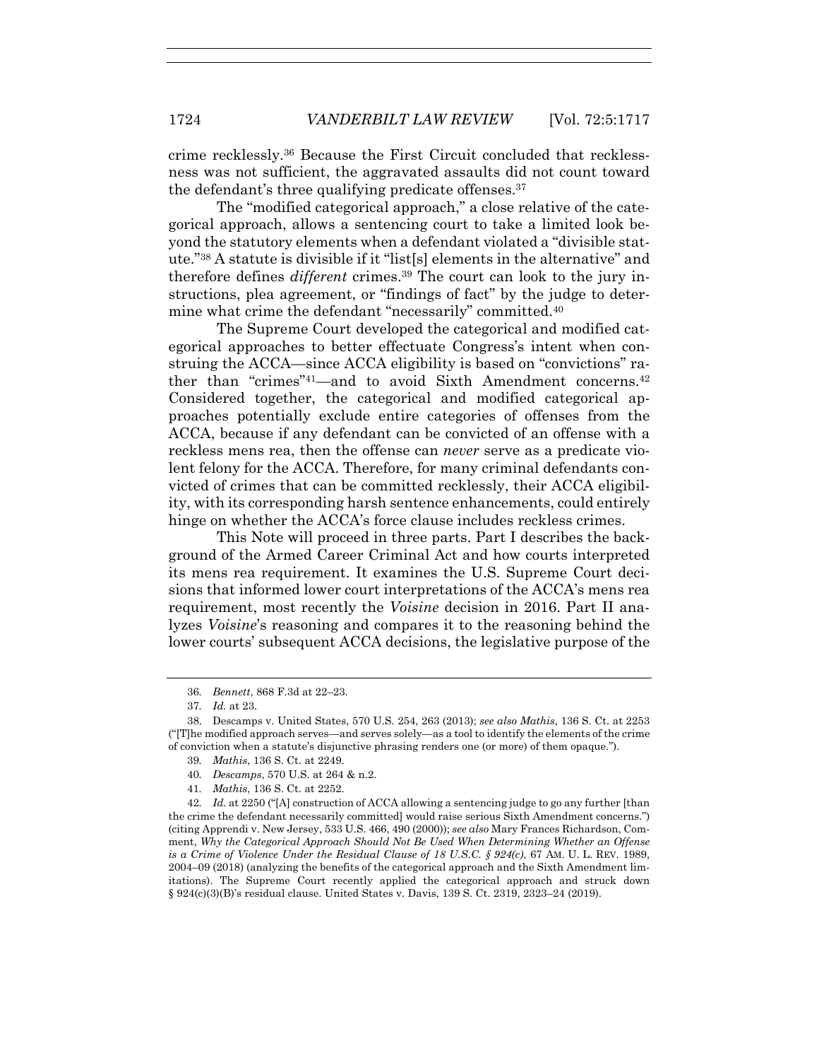crime recklessly.[36] Because the First Circuit concluded that recklessness was not sufficient, the aggravated assaults did not count toward the defendant's three qualifying predicate offenses.[37]

The "modified categorical approach," a close relative of the categorical approach, allows a sentencing court to take a limited look beyond the statutory elements when a defendant violated a "divisible statute."[38] A statute is divisible if it "list[s] elements in the alternative" and therefore defines *different* crimes.[39] The court can look to the jury instructions, plea agreement, or "findings of fact" by the judge to determine what crime the defendant "necessarily" committed.[40]

The Supreme Court developed the categorical and modified categorical approaches to better effectuate Congress's intent when construing the ACCA—since ACCA eligibility is based on "convictions" rather than "crimes"[41]—and to avoid Sixth Amendment concerns.[42] Considered together, the categorical and modified categorical approaches potentially exclude entire categories of offenses from the ACCA, because if any defendant can be convicted of an offense with a reckless mens rea, then the offense can *never* serve as a predicate violent felony for the ACCA. Therefore, for many criminal defendants convicted of crimes that can be committed recklessly, their ACCA eligibility, with its corresponding harsh sentence enhancements, could entirely hinge on whether the ACCA's force clause includes reckless crimes.

This Note will proceed in three parts. Part I describes the background of the Armed Career Criminal Act and how courts interpreted its mens rea requirement. It examines the U.S. Supreme Court decisions that informed lower court interpretations of the ACCA's mens rea requirement, most recently the *Voisine* decision in 2016. Part II analyzes *Voisine*'s reasoning and compares it to the reasoning behind the lower courts' subsequent ACCA decisions, the legislative purpose of the

---

36. *Bennett*, 868 F.3d at 22–23.

37. *Id.* at 23.

38. Descamps v. United States, 570 U.S. 254, 263 (2013); *see also Mathis*, 136 S. Ct. at 2253 ("[T]he modified approach serves—and serves solely—as a tool to identify the elements of the crime of conviction when a statute's disjunctive phrasing renders one (or more) of them opaque.").

39. *Mathis*, 136 S. Ct. at 2249.

40. *Descamps*, 570 U.S. at 264 & n.2.

41. *Mathis*, 136 S. Ct. at 2252.

42. *Id.* at 2250 ("[A] construction of ACCA allowing a sentencing judge to go any further [than the crime the defendant necessarily committed] would raise serious Sixth Amendment concerns.") (citing Apprendi v. New Jersey, 533 U.S. 466, 490 (2000)); *see also* Mary Frances Richardson, Comment, *Why the Categorical Approach Should Not Be Used When Determining Whether an Offense is a Crime of Violence Under the Residual Clause of 18 U.S.C. § 924(c)*, 67 AM. U. L. REV. 1989, 2004–09 (2018) (analyzing the benefits of the categorical approach and the Sixth Amendment limitations). The Supreme Court recently applied the categorical approach and struck down § 924(c)(3)(B)'s residual clause. United States v. Davis, 139 S. Ct. 2319, 2323–24 (2019).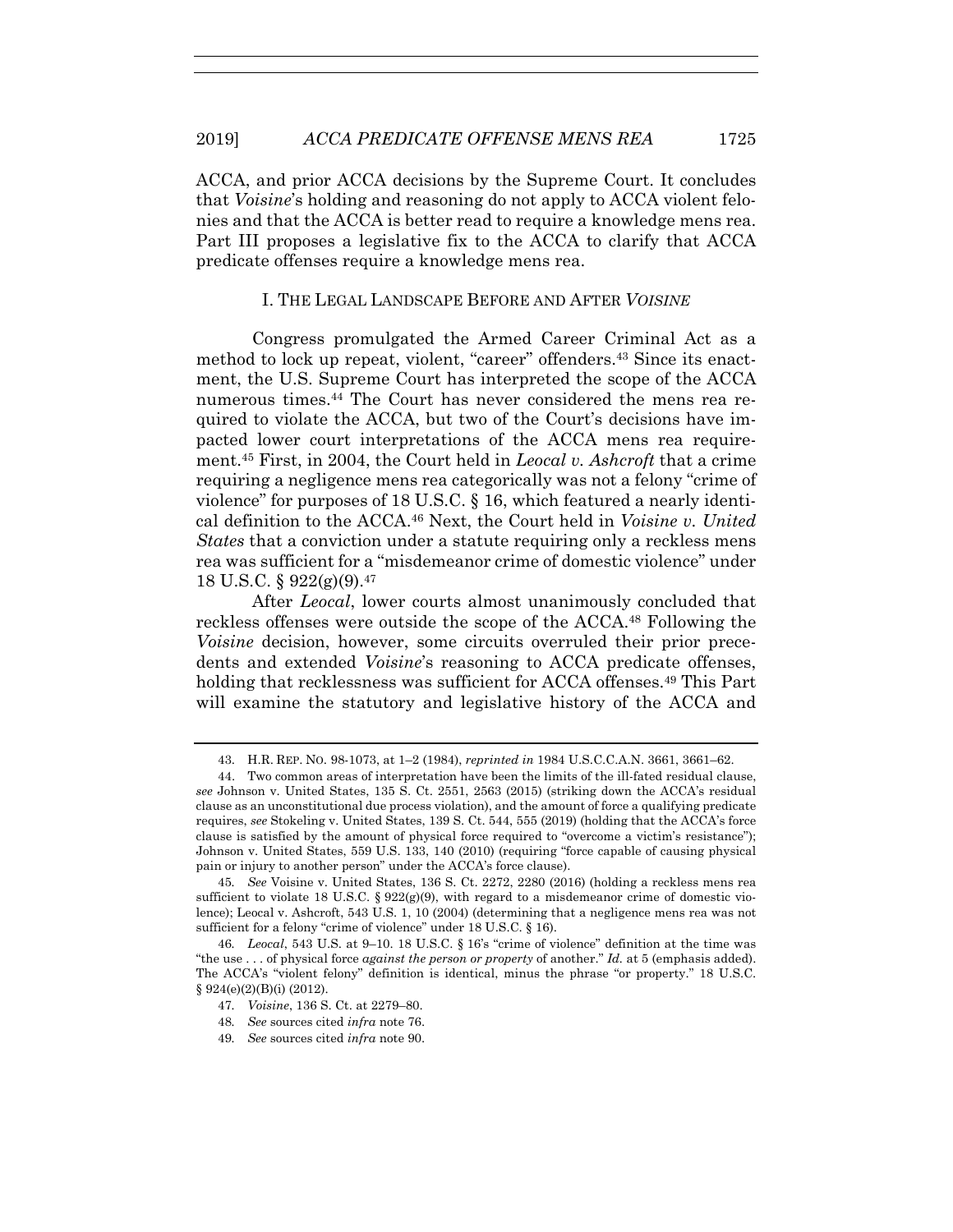ACCA, and prior ACCA decisions by the Supreme Court. It concludes that *Voisine*'s holding and reasoning do not apply to ACCA violent felonies and that the ACCA is better read to require a knowledge mens rea. Part III proposes a legislative fix to the ACCA to clarify that ACCA predicate offenses require a knowledge mens rea.

## I. THE LEGAL LANDSCAPE BEFORE AND AFTER *VOISINE*

Congress promulgated the Armed Career Criminal Act as a method to lock up repeat, violent, "career" offenders.[43] Since its enactment, the U.S. Supreme Court has interpreted the scope of the ACCA numerous times.[44] The Court has never considered the mens rea required to violate the ACCA, but two of the Court's decisions have impacted lower court interpretations of the ACCA mens rea requirement.[45] First, in 2004, the Court held in *Leocal v. Ashcroft* that a crime requiring a negligence mens rea categorically was not a felony "crime of violence" for purposes of 18 U.S.C. § 16, which featured a nearly identical definition to the ACCA.[46] Next, the Court held in *Voisine v. United States* that a conviction under a statute requiring only a reckless mens rea was sufficient for a "misdemeanor crime of domestic violence" under 18 U.S.C. § 922(g)(9).[47]

After *Leocal*, lower courts almost unanimously concluded that reckless offenses were outside the scope of the ACCA.[48] Following the *Voisine* decision, however, some circuits overruled their prior precedents and extended *Voisine*'s reasoning to ACCA predicate offenses, holding that recklessness was sufficient for ACCA offenses.[49] This Part will examine the statutory and legislative history of the ACCA and

---

43. H.R. REP. NO. 98-1073, at 1–2 (1984), *reprinted in* 1984 U.S.C.C.A.N. 3661, 3661–62.

44. Two common areas of interpretation have been the limits of the ill-fated residual clause, *see* Johnson v. United States, 135 S. Ct. 2551, 2563 (2015) (striking down the ACCA's residual clause as an unconstitutional due process violation), and the amount of force a qualifying predicate requires, *see* Stokeling v. United States, 139 S. Ct. 544, 555 (2019) (holding that the ACCA's force clause is satisfied by the amount of physical force required to "overcome a victim's resistance"); Johnson v. United States, 559 U.S. 133, 140 (2010) (requiring "force capable of causing physical pain or injury to another person" under the ACCA's force clause).

45. *See* Voisine v. United States, 136 S. Ct. 2272, 2280 (2016) (holding a reckless mens rea sufficient to violate 18 U.S.C. § 922(g)(9), with regard to a misdemeanor crime of domestic violence); Leocal v. Ashcroft, 543 U.S. 1, 10 (2004) (determining that a negligence mens rea was not sufficient for a felony "crime of violence" under 18 U.S.C. § 16).

46. *Leocal*, 543 U.S. at 9–10. 18 U.S.C. § 16's "crime of violence" definition at the time was "the use . . . of physical force *against the person or property* of another." *Id.* at 5 (emphasis added). The ACCA's "violent felony" definition is identical, minus the phrase "or property." 18 U.S.C. § 924(e)(2)(B)(i) (2012).

47. *Voisine*, 136 S. Ct. at 2279–80.

48. *See* sources cited *infra* note 76.

49. *See* sources cited *infra* note 90.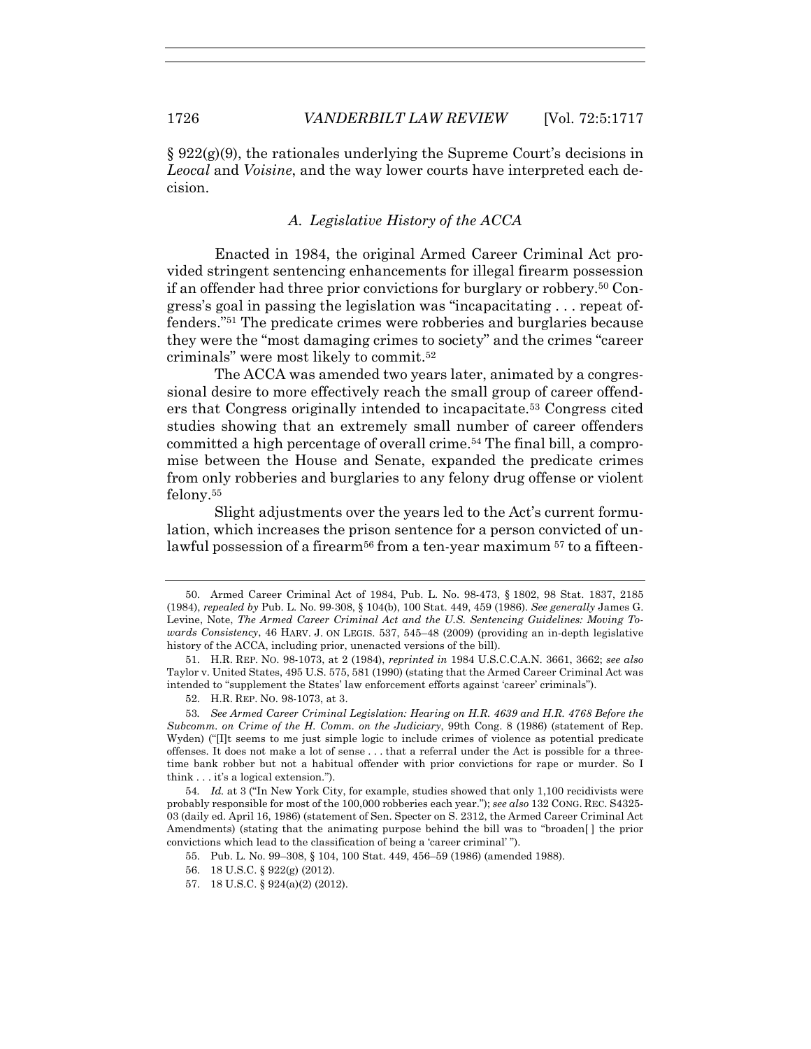§ 922(g)(9), the rationales underlying the Supreme Court's decisions in *Leocal* and *Voisine*, and the way lower courts have interpreted each decision.

### *A. Legislative History of the ACCA*

Enacted in 1984, the original Armed Career Criminal Act provided stringent sentencing enhancements for illegal firearm possession if an offender had three prior convictions for burglary or robbery.[50] Congress's goal in passing the legislation was "incapacitating . . . repeat offenders."[51] The predicate crimes were robberies and burglaries because they were the "most damaging crimes to society" and the crimes "career criminals" were most likely to commit.[52]

The ACCA was amended two years later, animated by a congressional desire to more effectively reach the small group of career offenders that Congress originally intended to incapacitate.[53] Congress cited studies showing that an extremely small number of career offenders committed a high percentage of overall crime.[54] The final bill, a compromise between the House and Senate, expanded the predicate crimes from only robberies and burglaries to any felony drug offense or violent felony.[55]

Slight adjustments over the years led to the Act's current formulation, which increases the prison sentence for a person convicted of unlawful possession of a firearm[56] from a ten-year maximum [57] to a fifteen-

---

50. Armed Career Criminal Act of 1984, Pub. L. No. 98-473, § 1802, 98 Stat. 1837, 2185 (1984), *repealed by* Pub. L. No. 99-308, § 104(b), 100 Stat. 449, 459 (1986). *See generally* James G. Levine, Note, *The Armed Career Criminal Act and the U.S. Sentencing Guidelines: Moving Towards Consistency*, 46 HARV. J. ON LEGIS. 537, 545–48 (2009) (providing an in-depth legislative history of the ACCA, including prior, unenacted versions of the bill).

51. H.R. REP. NO. 98-1073, at 2 (1984), *reprinted in* 1984 U.S.C.C.A.N. 3661, 3662; *see also* Taylor v. United States, 495 U.S. 575, 581 (1990) (stating that the Armed Career Criminal Act was intended to "supplement the States' law enforcement efforts against 'career' criminals").

52. H.R. REP. NO. 98-1073, at 3.

53. *See Armed Career Criminal Legislation: Hearing on H.R. 4639 and H.R. 4768 Before the Subcomm. on Crime of the H. Comm. on the Judiciary*, 99th Cong. 8 (1986) (statement of Rep. Wyden) ("[I]t seems to me just simple logic to include crimes of violence as potential predicate offenses. It does not make a lot of sense . . . that a referral under the Act is possible for a three-time bank robber but not a habitual offender with prior convictions for rape or murder. So I think . . . it's a logical extension.").

54. *Id.* at 3 ("In New York City, for example, studies showed that only 1,100 recidivists were probably responsible for most of the 100,000 robberies each year."); *see also* 132 CONG. REC. S4325-03 (daily ed. April 16, 1986) (statement of Sen. Specter on S. 2312, the Armed Career Criminal Act Amendments) (stating that the animating purpose behind the bill was to "broaden[ ] the prior convictions which lead to the classification of being a 'career criminal' ").

55. Pub. L. No. 99–308, § 104, 100 Stat. 449, 456–59 (1986) (amended 1988).

56. 18 U.S.C. § 922(g) (2012).

57. 18 U.S.C. § 924(a)(2) (2012).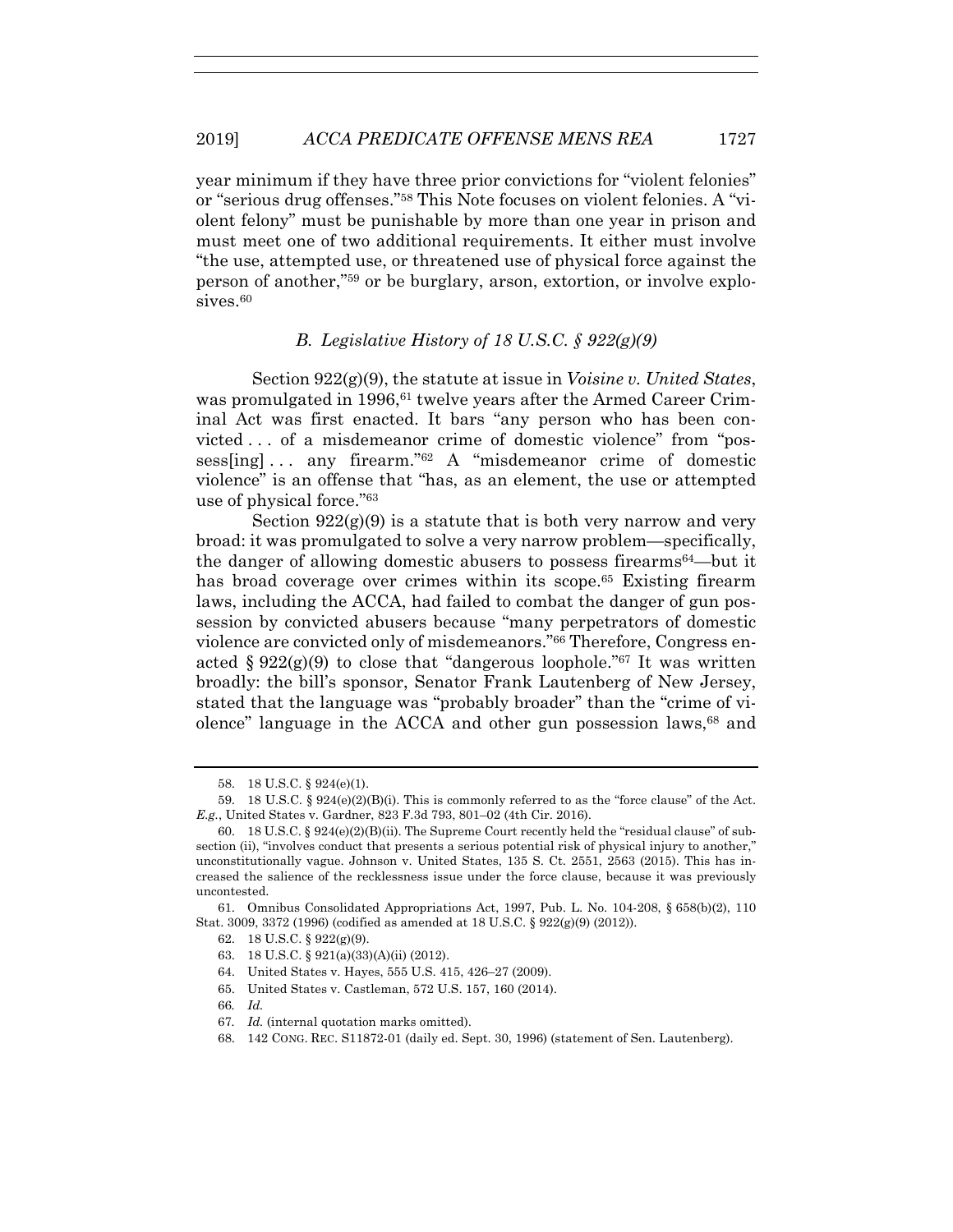year minimum if they have three prior convictions for "violent felonies" or "serious drug offenses."[58] This Note focuses on violent felonies. A "violent felony" must be punishable by more than one year in prison and must meet one of two additional requirements. It either must involve "the use, attempted use, or threatened use of physical force against the person of another,"[59] or be burglary, arson, extortion, or involve explosives.[60]

### *B. Legislative History of 18 U.S.C. § 922(g)(9)*

Section 922(g)(9), the statute at issue in *Voisine v. United States*, was promulgated in 1996,[61] twelve years after the Armed Career Criminal Act was first enacted. It bars "any person who has been convicted . . . of a misdemeanor crime of domestic violence" from "possess[ing] . . . any firearm."[62] A "misdemeanor crime of domestic violence" is an offense that "has, as an element, the use or attempted use of physical force."[63]

Section 922(g)(9) is a statute that is both very narrow and very broad: it was promulgated to solve a very narrow problem—specifically, the danger of allowing domestic abusers to possess firearms[64]—but it has broad coverage over crimes within its scope.[65] Existing firearm laws, including the ACCA, had failed to combat the danger of gun possession by convicted abusers because "many perpetrators of domestic violence are convicted only of misdemeanors."[66] Therefore, Congress enacted § 922(g)(9) to close that "dangerous loophole."[67] It was written broadly: the bill's sponsor, Senator Frank Lautenberg of New Jersey, stated that the language was "probably broader" than the "crime of violence" language in the ACCA and other gun possession laws,[68] and

---

58. 18 U.S.C. § 924(e)(1).

59. 18 U.S.C. § 924(e)(2)(B)(i). This is commonly referred to as the "force clause" of the Act. *E.g.*, United States v. Gardner, 823 F.3d 793, 801–02 (4th Cir. 2016).

60. 18 U.S.C. § 924(e)(2)(B)(ii). The Supreme Court recently held the "residual clause" of subsection (ii), "involves conduct that presents a serious potential risk of physical injury to another," unconstitutionally vague. Johnson v. United States, 135 S. Ct. 2551, 2563 (2015). This has increased the salience of the recklessness issue under the force clause, because it was previously uncontested.

61. Omnibus Consolidated Appropriations Act, 1997, Pub. L. No. 104-208, § 658(b)(2), 110 Stat. 3009, 3372 (1996) (codified as amended at 18 U.S.C. § 922(g)(9) (2012)).

62. 18 U.S.C. § 922(g)(9).

63. 18 U.S.C. § 921(a)(33)(A)(ii) (2012).

64. United States v. Hayes, 555 U.S. 415, 426–27 (2009).

65. United States v. Castleman, 572 U.S. 157, 160 (2014).

66. *Id.*

67. *Id.* (internal quotation marks omitted).

68. 142 CONG. REC. S11872-01 (daily ed. Sept. 30, 1996) (statement of Sen. Lautenberg).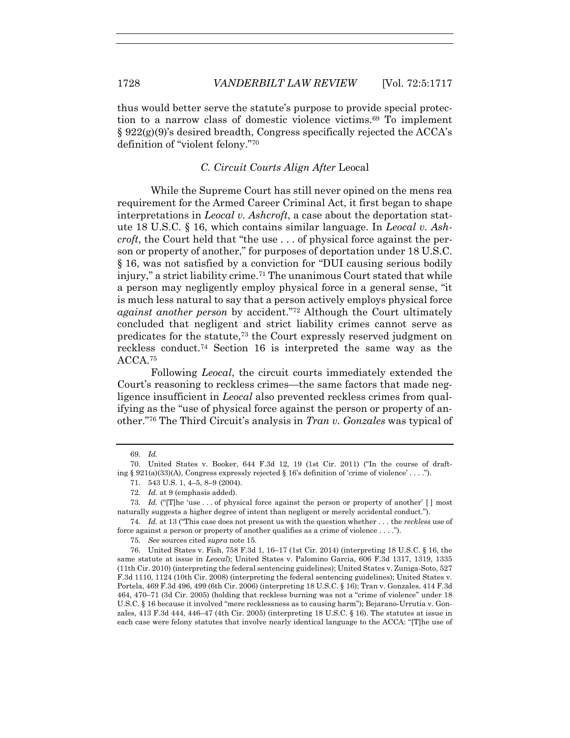thus would better serve the statute's purpose to provide special protection to a narrow class of domestic violence victims.[69] To implement § 922(g)(9)'s desired breadth, Congress specifically rejected the ACCA's definition of "violent felony."[70]

### *C. Circuit Courts Align After* Leocal

While the Supreme Court has still never opined on the mens rea requirement for the Armed Career Criminal Act, it first began to shape interpretations in *Leocal v. Ashcroft*, a case about the deportation statute 18 U.S.C. § 16, which contains similar language. In *Leocal v. Ashcroft*, the Court held that "the use . . . of physical force against the person or property of another," for purposes of deportation under 18 U.S.C. § 16, was not satisfied by a conviction for "DUI causing serious bodily injury," a strict liability crime.[71] The unanimous Court stated that while a person may negligently employ physical force in a general sense, "it is much less natural to say that a person actively employs physical force *against another person* by accident."[72] Although the Court ultimately concluded that negligent and strict liability crimes cannot serve as predicates for the statute,[73] the Court expressly reserved judgment on reckless conduct.[74] Section 16 is interpreted the same way as the ACCA.[75]

Following *Leocal*, the circuit courts immediately extended the Court's reasoning to reckless crimes—the same factors that made negligence insufficient in *Leocal* also prevented reckless crimes from qualifying as the "use of physical force against the person or property of another."[76] The Third Circuit's analysis in *Tran v. Gonzales* was typical of

---

69. *Id.*

70. United States v. Booker, 644 F.3d 12, 19 (1st Cir. 2011) ("In the course of drafting § 921(a)(33)(A), Congress expressly rejected § 16's definition of 'crime of violence' . . . .").

71. 543 U.S. 1, 4–5, 8–9 (2004).

72. *Id.* at 9 (emphasis added).

73. *Id.* ("[T]he 'use . . . of physical force against the person or property of another' [ ] most naturally suggests a higher degree of intent than negligent or merely accidental conduct.").

74. *Id.* at 13 ("This case does not present us with the question whether . . . the *reckless* use of force against a person or property of another qualifies as a crime of violence . . . .").

75. *See* sources cited *supra* note 15.

76. United States v. Fish, 758 F.3d 1, 16–17 (1st Cir. 2014) (interpreting 18 U.S.C. § 16, the same statute at issue in *Leocal*); United States v. Palomino Garcia, 606 F.3d 1317, 1319, 1335 (11th Cir. 2010) (interpreting the federal sentencing guidelines); United States v. Zuniga-Soto, 527 F.3d 1110, 1124 (10th Cir. 2008) (interpreting the federal sentencing guidelines); United States v. Portela, 469 F.3d 496, 499 (6th Cir. 2006) (interpreting 18 U.S.C. § 16); Tran v. Gonzales, 414 F.3d 464, 470–71 (3d Cir. 2005) (holding that reckless burning was not a "crime of violence" under 18 U.S.C. § 16 because it involved "mere recklessness as to causing harm"); Bejarano-Urrutia v. Gonzales, 413 F.3d 444, 446–47 (4th Cir. 2005) (interpreting 18 U.S.C. § 16). The statutes at issue in each case were felony statutes that involve nearly identical language to the ACCA: "[T]he use of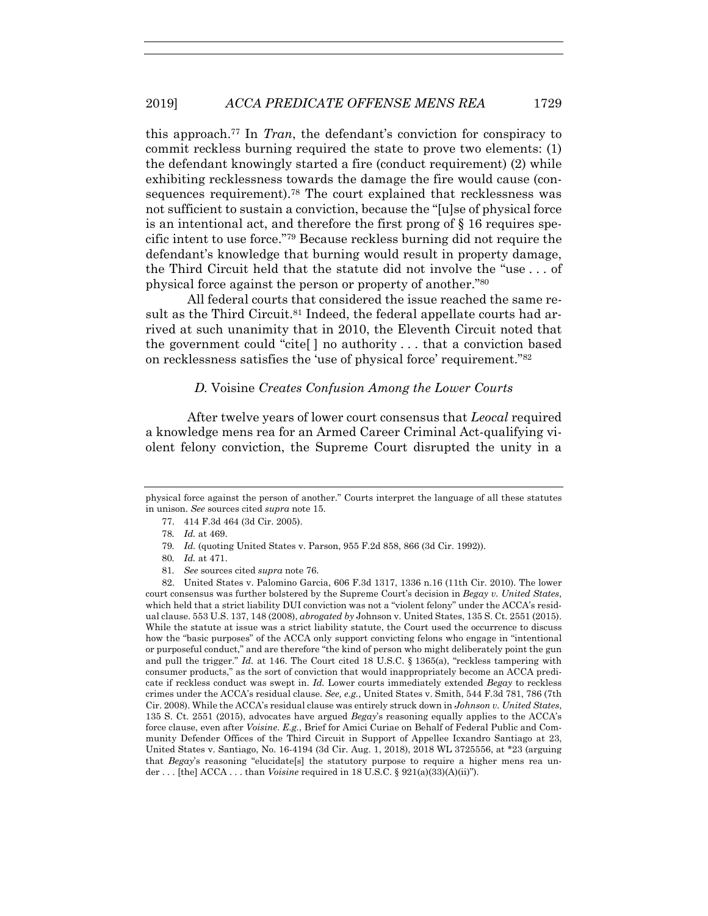this approach.[77] In *Tran*, the defendant's conviction for conspiracy to commit reckless burning required the state to prove two elements: (1) the defendant knowingly started a fire (conduct requirement) (2) while exhibiting recklessness towards the damage the fire would cause (consequences requirement).[78] The court explained that recklessness was not sufficient to sustain a conviction, because the "[u]se of physical force is an intentional act, and therefore the first prong of § 16 requires specific intent to use force."[79] Because reckless burning did not require the defendant's knowledge that burning would result in property damage, the Third Circuit held that the statute did not involve the "use . . . of physical force against the person or property of another."[80]

All federal courts that considered the issue reached the same result as the Third Circuit.[81] Indeed, the federal appellate courts had arrived at such unanimity that in 2010, the Eleventh Circuit noted that the government could "cite[ ] no authority . . . that a conviction based on recklessness satisfies the 'use of physical force' requirement."[82]

### *D.* Voisine *Creates Confusion Among the Lower Courts*

After twelve years of lower court consensus that *Leocal* required a knowledge mens rea for an Armed Career Criminal Act-qualifying violent felony conviction, the Supreme Court disrupted the unity in a

---

physical force against the person of another." Courts interpret the language of all these statutes in unison. *See* sources cited *supra* note 15.

77. 414 F.3d 464 (3d Cir. 2005).

78. *Id.* at 469.

79. *Id.* (quoting United States v. Parson, 955 F.2d 858, 866 (3d Cir. 1992)).

80. *Id.* at 471.

81. *See* sources cited *supra* note 76.

82. United States v. Palomino Garcia, 606 F.3d 1317, 1336 n.16 (11th Cir. 2010). The lower court consensus was further bolstered by the Supreme Court's decision in *Begay v. United States*, which held that a strict liability DUI conviction was not a "violent felony" under the ACCA's residual clause. 553 U.S. 137, 148 (2008), *abrogated by* Johnson v. United States, 135 S. Ct. 2551 (2015). While the statute at issue was a strict liability statute, the Court used the occurrence to discuss how the "basic purposes" of the ACCA only support convicting felons who engage in "intentional or purposeful conduct," and are therefore "the kind of person who might deliberately point the gun and pull the trigger." *Id.* at 146. The Court cited 18 U.S.C. § 1365(a), "reckless tampering with consumer products," as the sort of conviction that would inappropriately become an ACCA predicate if reckless conduct was swept in. *Id.* Lower courts immediately extended *Begay* to reckless crimes under the ACCA's residual clause. *See, e.g.*, United States v. Smith, 544 F.3d 781, 786 (7th Cir. 2008). While the ACCA's residual clause was entirely struck down in *Johnson v. United States*, 135 S. Ct. 2551 (2015), advocates have argued *Begay*'s reasoning equally applies to the ACCA's force clause, even after *Voisine*. *E.g.*, Brief for Amici Curiae on Behalf of Federal Public and Community Defender Offices of the Third Circuit in Support of Appellee Icxandro Santiago at 23, United States v. Santiago, No. 16-4194 (3d Cir. Aug. 1, 2018), 2018 WL 3725556, at *23 (arguing that *Begay*'s reasoning "elucidate[s] the statutory purpose to require a higher mens rea under . . . [the] ACCA . . . than *Voisine* required in 18 U.S.C. § 921(a)(33)(A)(ii)").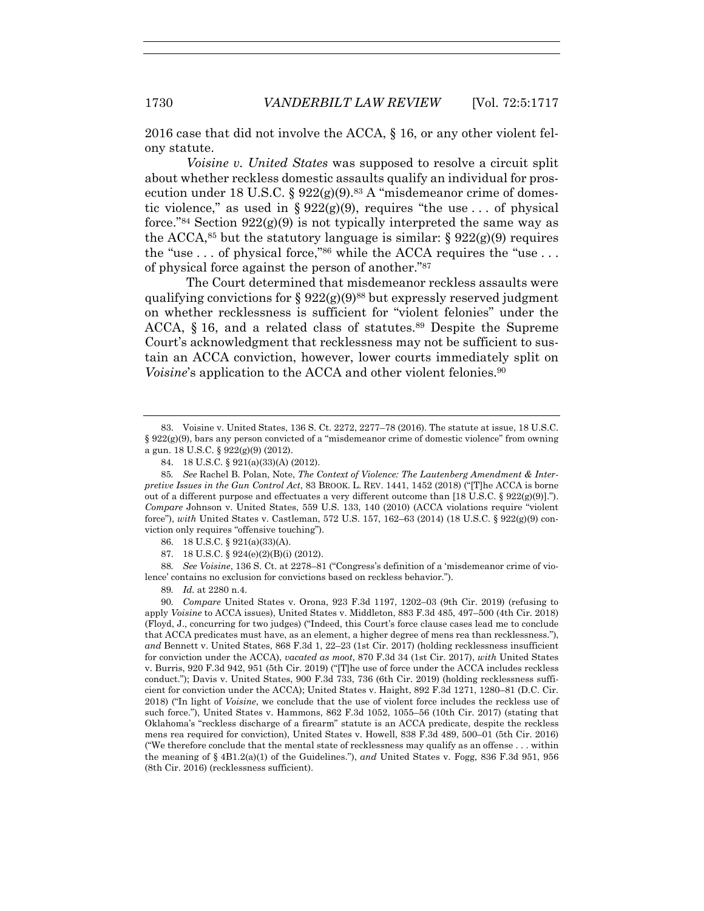2016 case that did not involve the ACCA, § 16, or any other violent felony statute.

*Voisine v. United States* was supposed to resolve a circuit split about whether reckless domestic assaults qualify an individual for prosecution under 18 U.S.C. § 922(g)(9).[83] A "misdemeanor crime of domestic violence," as used in § 922(g)(9), requires "the use . . . of physical force."[84] Section 922(g)(9) is not typically interpreted the same way as the ACCA,[85] but the statutory language is similar: § 922(g)(9) requires the "use . . . of physical force,"[86] while the ACCA requires the "use . . . of physical force against the person of another."[87]

The Court determined that misdemeanor reckless assaults were qualifying convictions for § 922(g)(9)[88] but expressly reserved judgment on whether recklessness is sufficient for "violent felonies" under the ACCA, § 16, and a related class of statutes.[89] Despite the Supreme Court's acknowledgment that recklessness may not be sufficient to sustain an ACCA conviction, however, lower courts immediately split on *Voisine*'s application to the ACCA and other violent felonies.[90]

---

83. Voisine v. United States, 136 S. Ct. 2272, 2277–78 (2016). The statute at issue, 18 U.S.C. § 922(g)(9), bars any person convicted of a "misdemeanor crime of domestic violence" from owning a gun. 18 U.S.C. § 922(g)(9) (2012).

84. 18 U.S.C. § 921(a)(33)(A) (2012).

85. *See* Rachel B. Polan, Note, *The Context of Violence: The Lautenberg Amendment & Interpretive Issues in the Gun Control Act*, 83 BROOK. L. REV. 1441, 1452 (2018) ("[T]he ACCA is borne out of a different purpose and effectuates a very different outcome than [18 U.S.C. § 922(g)(9)]."). *Compare* Johnson v. United States, 559 U.S. 133, 140 (2010) (ACCA violations require "violent force"), *with* United States v. Castleman, 572 U.S. 157, 162–63 (2014) (18 U.S.C. § 922(g)(9) conviction only requires "offensive touching").

86. 18 U.S.C. § 921(a)(33)(A).

87. 18 U.S.C. § 924(e)(2)(B)(i) (2012).

88. *See Voisine*, 136 S. Ct. at 2278–81 ("Congress's definition of a 'misdemeanor crime of violence' contains no exclusion for convictions based on reckless behavior.").

89. *Id.* at 2280 n.4.

90. *Compare* United States v. Orona, 923 F.3d 1197, 1202–03 (9th Cir. 2019) (refusing to apply *Voisine* to ACCA issues), United States v. Middleton, 883 F.3d 485, 497–500 (4th Cir. 2018) (Floyd, J., concurring for two judges) ("Indeed, this Court's force clause cases lead me to conclude that ACCA predicates must have, as an element, a higher degree of mens rea than recklessness."), *and* Bennett v. United States, 868 F.3d 1, 22–23 (1st Cir. 2017) (holding recklessness insufficient for conviction under the ACCA), *vacated as moot*, 870 F.3d 34 (1st Cir. 2017), *with* United States v. Burris, 920 F.3d 942, 951 (5th Cir. 2019) ("[T]he use of force under the ACCA includes reckless conduct."); Davis v. United States, 900 F.3d 733, 736 (6th Cir. 2019) (holding recklessness sufficient for conviction under the ACCA); United States v. Haight, 892 F.3d 1271, 1280–81 (D.C. Cir. 2018) ("In light of *Voisine*, we conclude that the use of violent force includes the reckless use of such force."), United States v. Hammons, 862 F.3d 1052, 1055–56 (10th Cir. 2017) (stating that Oklahoma's "reckless discharge of a firearm" statute is an ACCA predicate, despite the reckless mens rea required for conviction), United States v. Howell, 838 F.3d 489, 500–01 (5th Cir. 2016) ("We therefore conclude that the mental state of recklessness may qualify as an offense . . . within the meaning of § 4B1.2(a)(1) of the Guidelines."), *and* United States v. Fogg, 836 F.3d 951, 956 (8th Cir. 2016) (recklessness sufficient).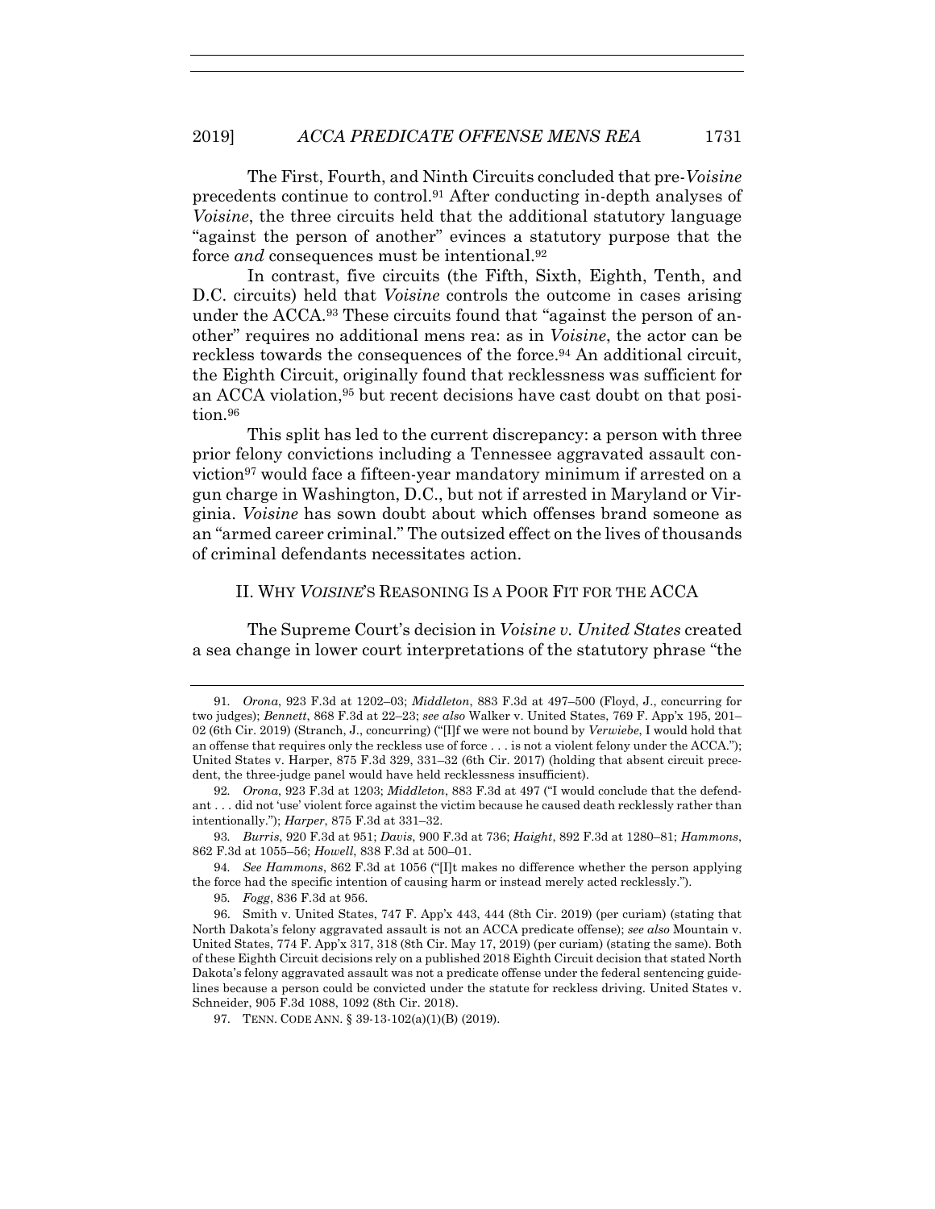The First, Fourth, and Ninth Circuits concluded that pre-*Voisine* precedents continue to control.[91] After conducting in-depth analyses of *Voisine*, the three circuits held that the additional statutory language "against the person of another" evinces a statutory purpose that the force *and* consequences must be intentional.[92]

In contrast, five circuits (the Fifth, Sixth, Eighth, Tenth, and D.C. circuits) held that *Voisine* controls the outcome in cases arising under the ACCA.[93] These circuits found that "against the person of another" requires no additional mens rea: as in *Voisine*, the actor can be reckless towards the consequences of the force.[94] An additional circuit, the Eighth Circuit, originally found that recklessness was sufficient for an ACCA violation,[95] but recent decisions have cast doubt on that position.[96]

This split has led to the current discrepancy: a person with three prior felony convictions including a Tennessee aggravated assault conviction[97] would face a fifteen-year mandatory minimum if arrested on a gun charge in Washington, D.C., but not if arrested in Maryland or Virginia. *Voisine* has sown doubt about which offenses brand someone as an "armed career criminal." The outsized effect on the lives of thousands of criminal defendants necessitates action.

## II. WHY *VOISINE*'S REASONING IS A POOR FIT FOR THE ACCA

The Supreme Court's decision in *Voisine v. United States* created a sea change in lower court interpretations of the statutory phrase "the

---

91. *Orona*, 923 F.3d at 1202–03; *Middleton*, 883 F.3d at 497–500 (Floyd, J., concurring for two judges); *Bennett*, 868 F.3d at 22–23; *see also* Walker v. United States, 769 F. App'x 195, 201–02 (6th Cir. 2019) (Stranch, J., concurring) ("[I]f we were not bound by *Verwiebe*, I would hold that an offense that requires only the reckless use of force . . . is not a violent felony under the ACCA."); United States v. Harper, 875 F.3d 329, 331–32 (6th Cir. 2017) (holding that absent circuit precedent, the three-judge panel would have held recklessness insufficient).

92. *Orona*, 923 F.3d at 1203; *Middleton*, 883 F.3d at 497 ("I would conclude that the defendant . . . did not 'use' violent force against the victim because he caused death recklessly rather than intentionally."); *Harper*, 875 F.3d at 331–32.

93. *Burris*, 920 F.3d at 951; *Davis*, 900 F.3d at 736; *Haight*, 892 F.3d at 1280–81; *Hammons*, 862 F.3d at 1055–56; *Howell*, 838 F.3d at 500–01.

94. *See Hammons*, 862 F.3d at 1056 ("[I]t makes no difference whether the person applying the force had the specific intention of causing harm or instead merely acted recklessly.").

95. *Fogg*, 836 F.3d at 956.

96. Smith v. United States, 747 F. App'x 443, 444 (8th Cir. 2019) (per curiam) (stating that North Dakota's felony aggravated assault is not an ACCA predicate offense); *see also* Mountain v. United States, 774 F. App'x 317, 318 (8th Cir. May 17, 2019) (per curiam) (stating the same). Both of these Eighth Circuit decisions rely on a published 2018 Eighth Circuit decision that stated North Dakota's felony aggravated assault was not a predicate offense under the federal sentencing guidelines because a person could be convicted under the statute for reckless driving. United States v. Schneider, 905 F.3d 1088, 1092 (8th Cir. 2018).

97. TENN. CODE ANN. § 39-13-102(a)(1)(B) (2019).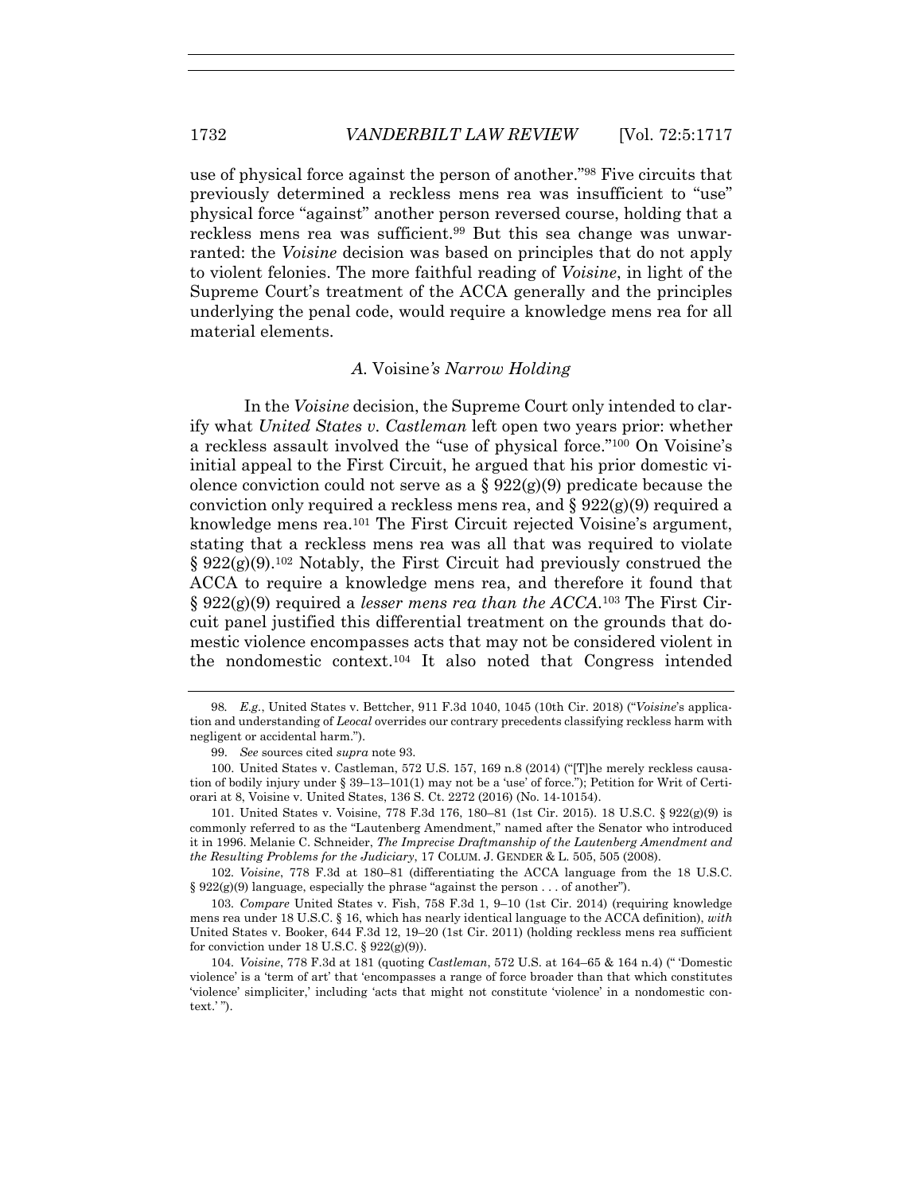use of physical force against the person of another."[98] Five circuits that previously determined a reckless mens rea was insufficient to "use" physical force "against" another person reversed course, holding that a reckless mens rea was sufficient.[99] But this sea change was unwarranted: the *Voisine* decision was based on principles that do not apply to violent felonies. The more faithful reading of *Voisine*, in light of the Supreme Court's treatment of the ACCA generally and the principles underlying the penal code, would require a knowledge mens rea for all material elements.

### *A.* Voisine*'s Narrow Holding*

In the *Voisine* decision, the Supreme Court only intended to clarify what *United States v. Castleman* left open two years prior: whether a reckless assault involved the "use of physical force."[100] On Voisine's initial appeal to the First Circuit, he argued that his prior domestic violence conviction could not serve as a § 922(g)(9) predicate because the conviction only required a reckless mens rea, and § 922(g)(9) required a knowledge mens rea.[101] The First Circuit rejected Voisine's argument, stating that a reckless mens rea was all that was required to violate § 922(g)(9).[102] Notably, the First Circuit had previously construed the ACCA to require a knowledge mens rea, and therefore it found that § 922(g)(9) required a *lesser mens rea than the ACCA*.[103] The First Circuit panel justified this differential treatment on the grounds that domestic violence encompasses acts that may not be considered violent in the nondomestic context.[104] It also noted that Congress intended

---

98. *E.g.*, United States v. Bettcher, 911 F.3d 1040, 1045 (10th Cir. 2018) ("*Voisine*'s application and understanding of *Leocal* overrides our contrary precedents classifying reckless harm with negligent or accidental harm.").

99. *See* sources cited *supra* note 93.

100. United States v. Castleman, 572 U.S. 157, 169 n.8 (2014) ("[T]he merely reckless causation of bodily injury under § 39–13–101(1) may not be a 'use' of force."); Petition for Writ of Certiorari at 8, Voisine v. United States, 136 S. Ct. 2272 (2016) (No. 14-10154).

101. United States v. Voisine, 778 F.3d 176, 180–81 (1st Cir. 2015). 18 U.S.C. § 922(g)(9) is commonly referred to as the "Lautenberg Amendment," named after the Senator who introduced it in 1996. Melanie C. Schneider, *The Imprecise Draftmanship of the Lautenberg Amendment and the Resulting Problems for the Judiciary*, 17 COLUM. J. GENDER & L. 505, 505 (2008).

102. *Voisine*, 778 F.3d at 180–81 (differentiating the ACCA language from the 18 U.S.C. § 922(g)(9) language, especially the phrase "against the person . . . of another").

103. *Compare* United States v. Fish, 758 F.3d 1, 9–10 (1st Cir. 2014) (requiring knowledge mens rea under 18 U.S.C. § 16, which has nearly identical language to the ACCA definition), *with* United States v. Booker, 644 F.3d 12, 19–20 (1st Cir. 2011) (holding reckless mens rea sufficient for conviction under 18 U.S.C. § 922(g)(9)).

104. *Voisine*, 778 F.3d at 181 (quoting *Castleman*, 572 U.S. at 164–65 & 164 n.4) ("'Domestic violence' is a 'term of art' that 'encompasses a range of force broader than that which constitutes 'violence' simpliciter,' including 'acts that might not constitute 'violence' in a nondomestic context.'").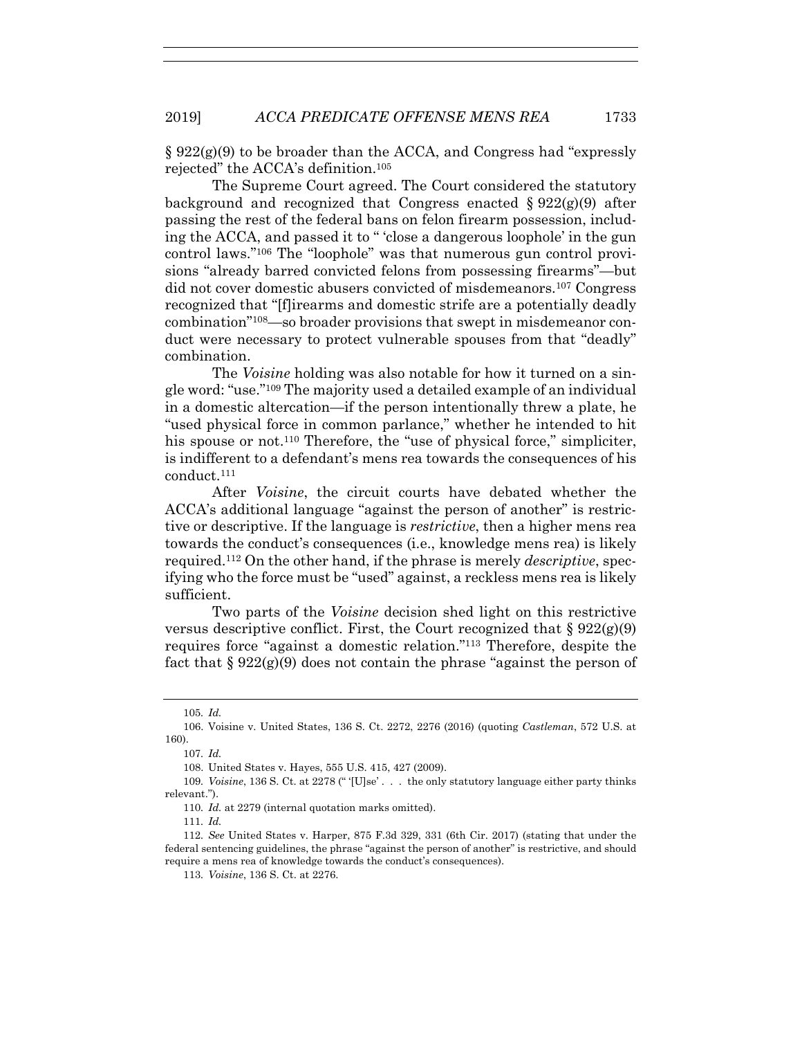§ 922(g)(9) to be broader than the ACCA, and Congress had "expressly rejected" the ACCA's definition.[105]

The Supreme Court agreed. The Court considered the statutory background and recognized that Congress enacted § 922(g)(9) after passing the rest of the federal bans on felon firearm possession, including the ACCA, and passed it to " 'close a dangerous loophole' in the gun control laws."[106] The "loophole" was that numerous gun control provisions "already barred convicted felons from possessing firearms"—but did not cover domestic abusers convicted of misdemeanors.[107] Congress recognized that "[f]irearms and domestic strife are a potentially deadly combination"[108]—so broader provisions that swept in misdemeanor conduct were necessary to protect vulnerable spouses from that "deadly" combination.

The *Voisine* holding was also notable for how it turned on a single word: "use."[109] The majority used a detailed example of an individual in a domestic altercation—if the person intentionally threw a plate, he "used physical force in common parlance," whether he intended to hit his spouse or not.[110] Therefore, the "use of physical force," simpliciter, is indifferent to a defendant's mens rea towards the consequences of his conduct.[111]

After *Voisine*, the circuit courts have debated whether the ACCA's additional language "against the person of another" is restrictive or descriptive. If the language is *restrictive*, then a higher mens rea towards the conduct's consequences (i.e., knowledge mens rea) is likely required.[112] On the other hand, if the phrase is merely *descriptive*, specifying who the force must be "used" against, a reckless mens rea is likely sufficient.

Two parts of the *Voisine* decision shed light on this restrictive versus descriptive conflict. First, the Court recognized that § 922(g)(9) requires force "against a domestic relation."[113] Therefore, despite the fact that § 922(g)(9) does not contain the phrase "against the person of

---

105. *Id.*

106. Voisine v. United States, 136 S. Ct. 2272, 2276 (2016) (quoting *Castleman*, 572 U.S. at 160).

107. *Id.*

108. United States v. Hayes, 555 U.S. 415, 427 (2009).

109. *Voisine*, 136 S. Ct. at 2278 (" '[U]se' . . . the only statutory language either party thinks relevant.").

110. *Id.* at 2279 (internal quotation marks omitted).

111. *Id.*

112. *See* United States v. Harper, 875 F.3d 329, 331 (6th Cir. 2017) (stating that under the federal sentencing guidelines, the phrase "against the person of another" is restrictive, and should require a mens rea of knowledge towards the conduct's consequences).

113. *Voisine*, 136 S. Ct. at 2276.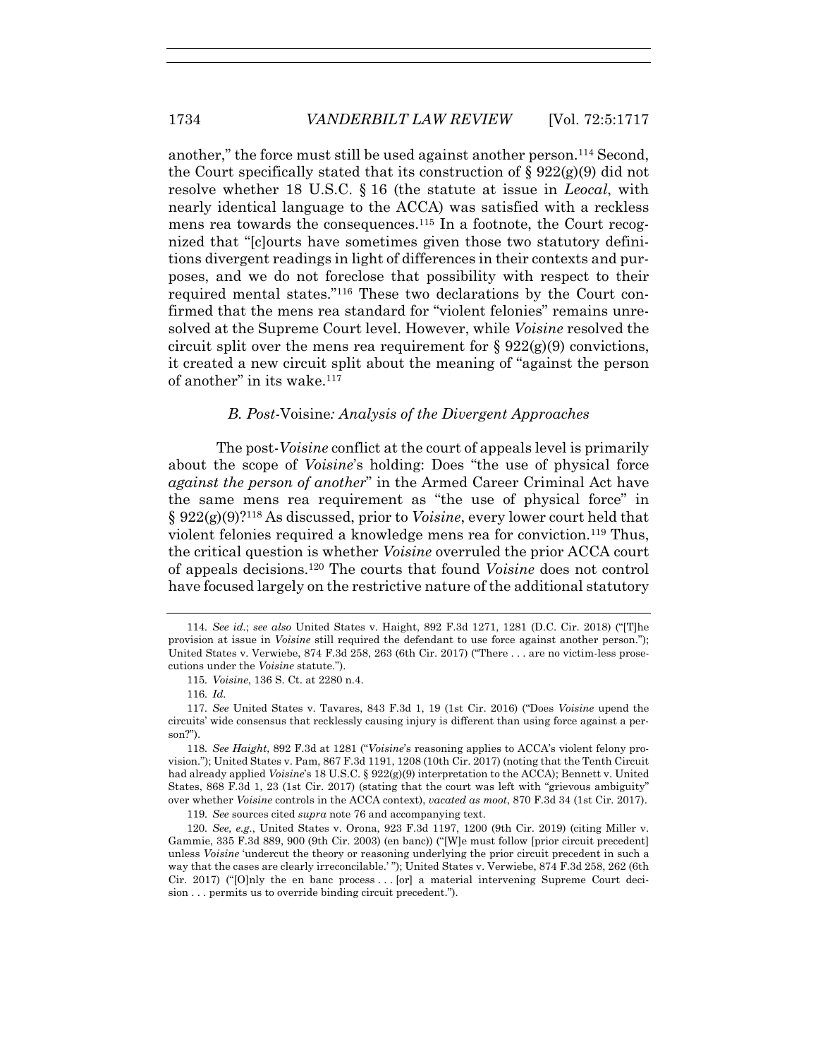another," the force must still be used against another person.[114] Second, the Court specifically stated that its construction of § 922(g)(9) did not resolve whether 18 U.S.C. § 16 (the statute at issue in *Leocal*, with nearly identical language to the ACCA) was satisfied with a reckless mens rea towards the consequences.[115] In a footnote, the Court recognized that "[c]ourts have sometimes given those two statutory definitions divergent readings in light of differences in their contexts and purposes, and we do not foreclose that possibility with respect to their required mental states."[116] These two declarations by the Court confirmed that the mens rea standard for "violent felonies" remains unresolved at the Supreme Court level. However, while *Voisine* resolved the circuit split over the mens rea requirement for § 922(g)(9) convictions, it created a new circuit split about the meaning of "against the person of another" in its wake.[117]

### *B. Post-*Voisine*: Analysis of the Divergent Approaches*

The post-*Voisine* conflict at the court of appeals level is primarily about the scope of *Voisine*'s holding: Does "the use of physical force *against the person of another*" in the Armed Career Criminal Act have the same mens rea requirement as "the use of physical force" in § 922(g)(9)?[118] As discussed, prior to *Voisine*, every lower court held that violent felonies required a knowledge mens rea for conviction.[119] Thus, the critical question is whether *Voisine* overruled the prior ACCA court of appeals decisions.[120] The courts that found *Voisine* does not control have focused largely on the restrictive nature of the additional statutory

---

114. *See id.*; *see also* United States v. Haight, 892 F.3d 1271, 1281 (D.C. Cir. 2018) ("[T]he provision at issue in *Voisine* still required the defendant to use force against another person."); United States v. Verwiebe, 874 F.3d 258, 263 (6th Cir. 2017) ("There . . . are no victim-less prosecutions under the *Voisine* statute.").

115. *Voisine*, 136 S. Ct. at 2280 n.4.

116. *Id.*

117. *See* United States v. Tavares, 843 F.3d 1, 19 (1st Cir. 2016) ("Does *Voisine* upend the circuits' wide consensus that recklessly causing injury is different than using force against a person?").

118. *See Haight*, 892 F.3d at 1281 ("*Voisine*'s reasoning applies to ACCA's violent felony provision."); United States v. Pam, 867 F.3d 1191, 1208 (10th Cir. 2017) (noting that the Tenth Circuit had already applied *Voisine*'s 18 U.S.C. § 922(g)(9) interpretation to the ACCA); Bennett v. United States, 868 F.3d 1, 23 (1st Cir. 2017) (stating that the court was left with "grievous ambiguity" over whether *Voisine* controls in the ACCA context), *vacated as moot*, 870 F.3d 34 (1st Cir. 2017).

119. *See* sources cited *supra* note 76 and accompanying text.

120. *See, e.g.*, United States v. Orona, 923 F.3d 1197, 1200 (9th Cir. 2019) (citing Miller v. Gammie, 335 F.3d 889, 900 (9th Cir. 2003) (en banc)) ("[W]e must follow [prior circuit precedent] unless *Voisine* 'undercut the theory or reasoning underlying the prior circuit precedent in such a way that the cases are clearly irreconcilable.' "); United States v. Verwiebe, 874 F.3d 258, 262 (6th Cir. 2017) ("[O]nly the en banc process . . . [or] a material intervening Supreme Court decision . . . permits us to override binding circuit precedent.").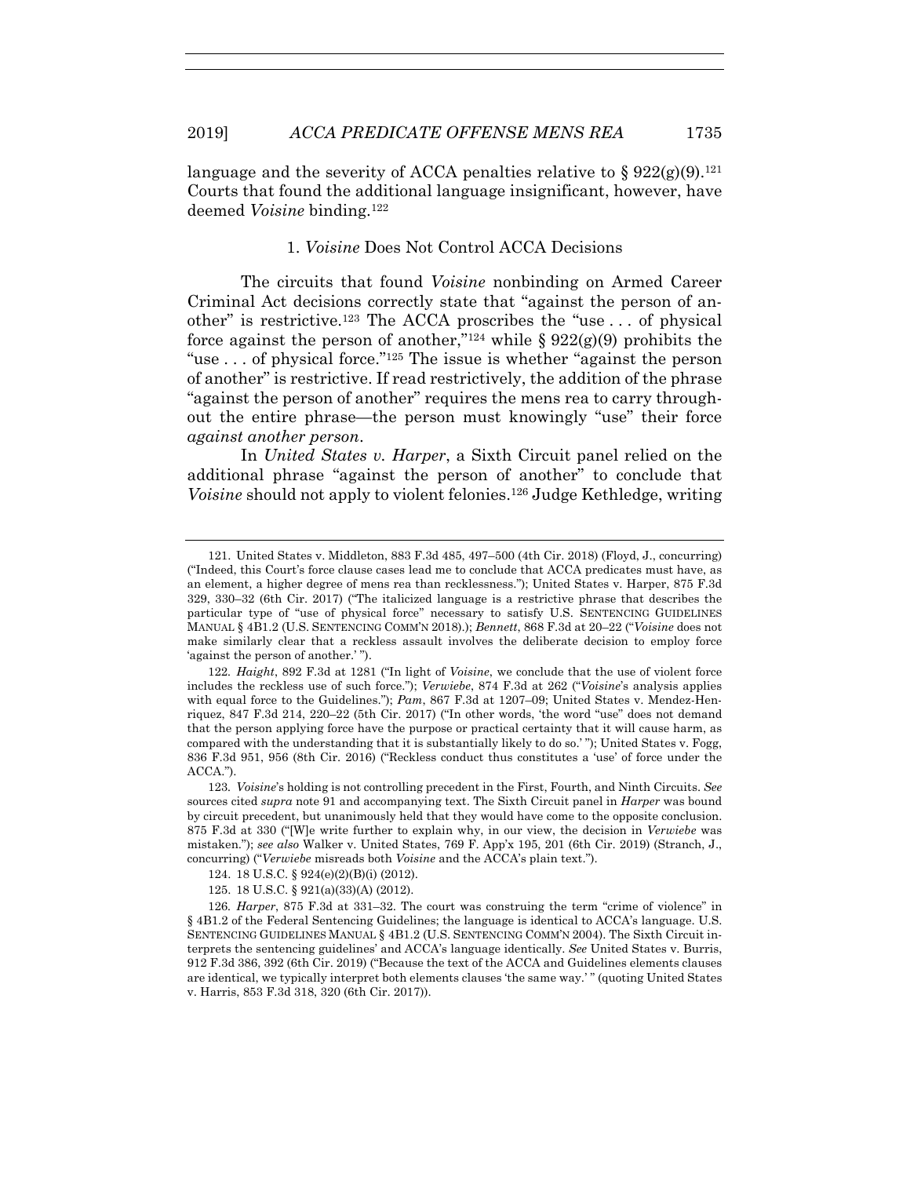language and the severity of ACCA penalties relative to § 922(g)(9).[121] Courts that found the additional language insignificant, however, have deemed *Voisine* binding.[122]

### 1. *Voisine* Does Not Control ACCA Decisions

The circuits that found *Voisine* nonbinding on Armed Career Criminal Act decisions correctly state that "against the person of another" is restrictive.[123] The ACCA proscribes the "use . . . of physical force against the person of another,"[124] while § 922(g)(9) prohibits the "use . . . of physical force."[125] The issue is whether "against the person of another" is restrictive. If read restrictively, the addition of the phrase "against the person of another" requires the mens rea to carry throughout the entire phrase—the person must knowingly "use" their force *against another person*.

In *United States v. Harper*, a Sixth Circuit panel relied on the additional phrase "against the person of another" to conclude that *Voisine* should not apply to violent felonies.[126] Judge Kethledge, writing

---

121. United States v. Middleton, 883 F.3d 485, 497–500 (4th Cir. 2018) (Floyd, J., concurring) ("Indeed, this Court's force clause cases lead me to conclude that ACCA predicates must have, as an element, a higher degree of mens rea than recklessness."); United States v. Harper, 875 F.3d 329, 330–32 (6th Cir. 2017) ("The italicized language is a restrictive phrase that describes the particular type of "use of physical force" necessary to satisfy U.S. SENTENCING GUIDELINES MANUAL § 4B1.2 (U.S. SENTENCING COMM'N 2018).); *Bennett*, 868 F.3d at 20–22 ("*Voisine* does not make similarly clear that a reckless assault involves the deliberate decision to employ force 'against the person of another.' ").

122. *Haight*, 892 F.3d at 1281 ("In light of *Voisine*, we conclude that the use of violent force includes the reckless use of such force."); *Verwiebe*, 874 F.3d at 262 ("*Voisine*'s analysis applies with equal force to the Guidelines."); *Pam*, 867 F.3d at 1207–09; United States v. Mendez-Henriquez, 847 F.3d 214, 220–22 (5th Cir. 2017) ("In other words, 'the word "use" does not demand that the person applying force have the purpose or practical certainty that it will cause harm, as compared with the understanding that it is substantially likely to do so.' "); United States v. Fogg, 836 F.3d 951, 956 (8th Cir. 2016) ("Reckless conduct thus constitutes a 'use' of force under the ACCA.").

123. *Voisine*'s holding is not controlling precedent in the First, Fourth, and Ninth Circuits. *See* sources cited *supra* note 91 and accompanying text. The Sixth Circuit panel in *Harper* was bound by circuit precedent, but unanimously held that they would have come to the opposite conclusion. 875 F.3d at 330 ("[W]e write further to explain why, in our view, the decision in *Verwiebe* was mistaken."); *see also* Walker v. United States, 769 F. App'x 195, 201 (6th Cir. 2019) (Stranch, J., concurring) ("*Verwiebe* misreads both *Voisine* and the ACCA's plain text.").

124. 18 U.S.C. § 924(e)(2)(B)(i) (2012).

125. 18 U.S.C. § 921(a)(33)(A) (2012).

126. *Harper*, 875 F.3d at 331–32. The court was construing the term "crime of violence" in § 4B1.2 of the Federal Sentencing Guidelines; the language is identical to ACCA's language. U.S. SENTENCING GUIDELINES MANUAL § 4B1.2 (U.S. SENTENCING COMM'N 2004). The Sixth Circuit interprets the sentencing guidelines' and ACCA's language identically. *See* United States v. Burris, 912 F.3d 386, 392 (6th Cir. 2019) ("Because the text of the ACCA and Guidelines elements clauses are identical, we typically interpret both elements clauses 'the same way.' " (quoting United States v. Harris, 853 F.3d 318, 320 (6th Cir. 2017)).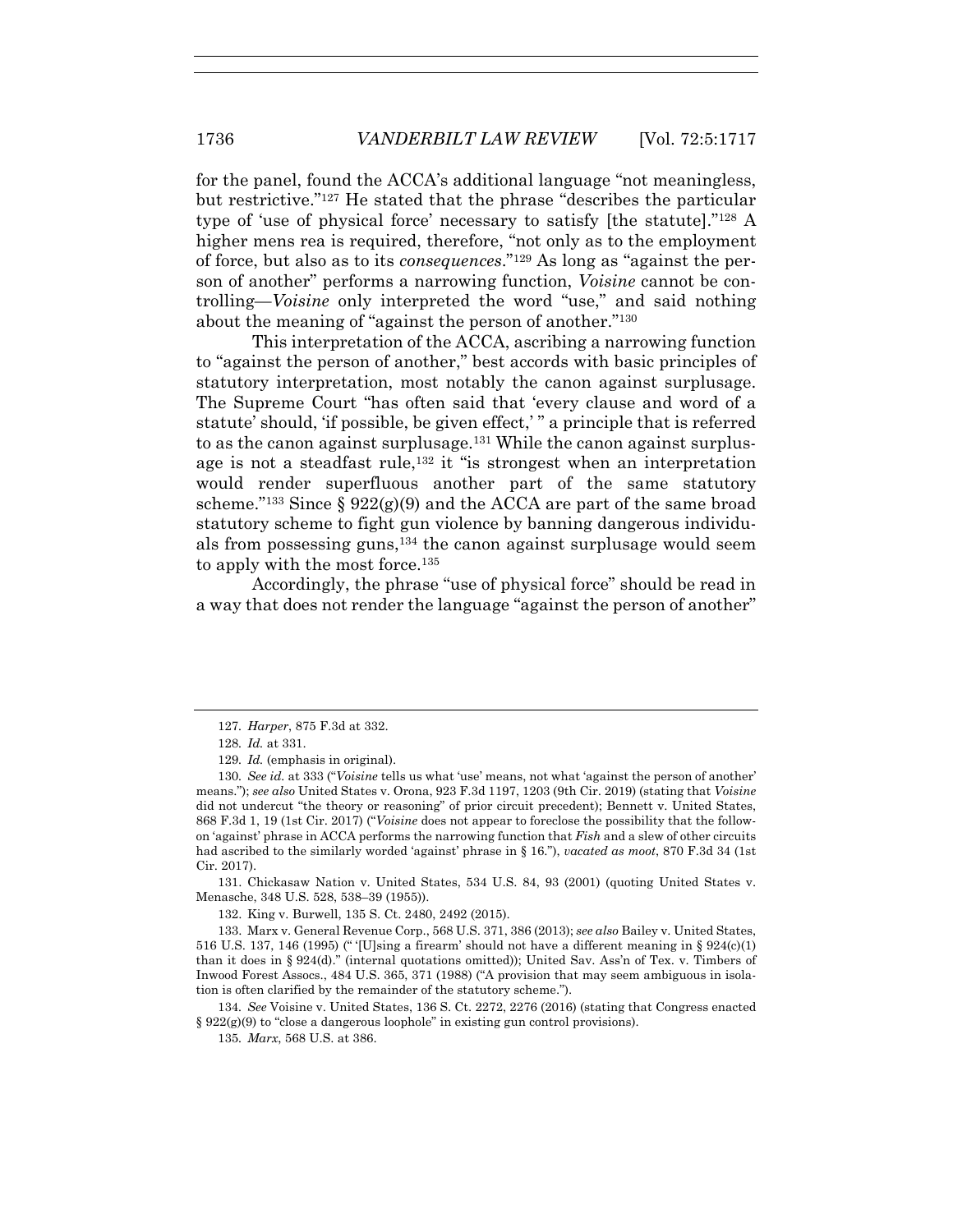for the panel, found the ACCA's additional language "not meaningless, but restrictive."[127] He stated that the phrase "describes the particular type of 'use of physical force' necessary to satisfy [the statute]."[128] A higher mens rea is required, therefore, "not only as to the employment of force, but also as to its *consequences*."[129] As long as "against the person of another" performs a narrowing function, *Voisine* cannot be controlling—*Voisine* only interpreted the word "use," and said nothing about the meaning of "against the person of another."[130]

This interpretation of the ACCA, ascribing a narrowing function to "against the person of another," best accords with basic principles of statutory interpretation, most notably the canon against surplusage. The Supreme Court "has often said that 'every clause and word of a statute' should, 'if possible, be given effect,' " a principle that is referred to as the canon against surplusage.[131] While the canon against surplusage is not a steadfast rule,[132] it "is strongest when an interpretation would render superfluous another part of the same statutory scheme."[133] Since § 922(g)(9) and the ACCA are part of the same broad statutory scheme to fight gun violence by banning dangerous individuals from possessing guns,[134] the canon against surplusage would seem to apply with the most force.[135]

Accordingly, the phrase "use of physical force" should be read in a way that does not render the language "against the person of another"

---

127. *Harper*, 875 F.3d at 332.

128. *Id.* at 331.

129. *Id.* (emphasis in original).

130. *See id.* at 333 ("*Voisine* tells us what 'use' means, not what 'against the person of another' means."); *see also* United States v. Orona, 923 F.3d 1197, 1203 (9th Cir. 2019) (stating that *Voisine* did not undercut "the theory or reasoning" of prior circuit precedent); Bennett v. United States, 868 F.3d 1, 19 (1st Cir. 2017) ("*Voisine* does not appear to foreclose the possibility that the follow-on 'against' phrase in ACCA performs the narrowing function that *Fish* and a slew of other circuits had ascribed to the similarly worded 'against' phrase in § 16."), *vacated as moot*, 870 F.3d 34 (1st Cir. 2017).

131. Chickasaw Nation v. United States, 534 U.S. 84, 93 (2001) (quoting United States v. Menasche, 348 U.S. 528, 538–39 (1955)).

132. King v. Burwell, 135 S. Ct. 2480, 2492 (2015).

133. Marx v. General Revenue Corp., 568 U.S. 371, 386 (2013); *see also* Bailey v. United States, 516 U.S. 137, 146 (1995) (" '[U]sing a firearm' should not have a different meaning in § 924(c)(1) than it does in § 924(d)." (internal quotations omitted)); United Sav. Ass'n of Tex. v. Timbers of Inwood Forest Assocs., 484 U.S. 365, 371 (1988) ("A provision that may seem ambiguous in isolation is often clarified by the remainder of the statutory scheme.").

134. *See* Voisine v. United States, 136 S. Ct. 2272, 2276 (2016) (stating that Congress enacted § 922(g)(9) to "close a dangerous loophole" in existing gun control provisions).

135. *Marx*, 568 U.S. at 386.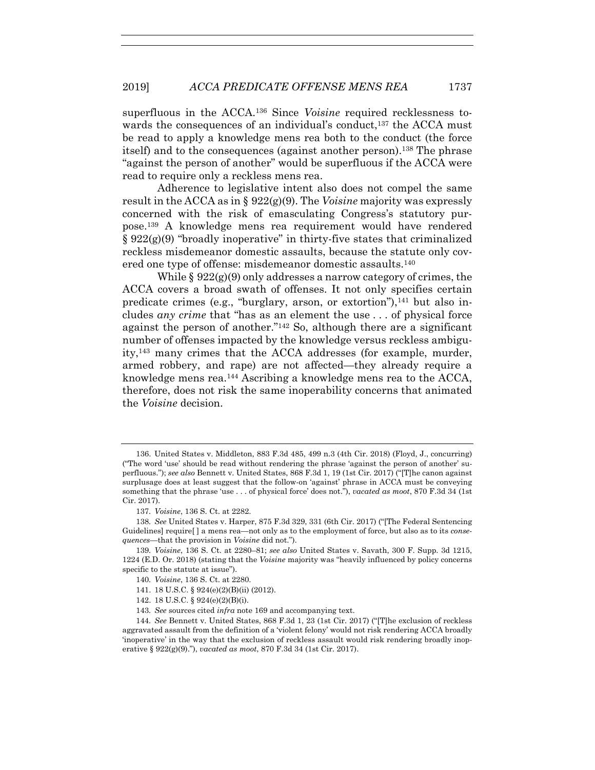superfluous in the ACCA.[136] Since *Voisine* required recklessness towards the consequences of an individual's conduct,[137] the ACCA must be read to apply a knowledge mens rea both to the conduct (the force itself) and to the consequences (against another person).[138] The phrase "against the person of another" would be superfluous if the ACCA were read to require only a reckless mens rea.

Adherence to legislative intent also does not compel the same result in the ACCA as in § 922(g)(9). The *Voisine* majority was expressly concerned with the risk of emasculating Congress's statutory purpose.[139] A knowledge mens rea requirement would have rendered § 922(g)(9) "broadly inoperative" in thirty-five states that criminalized reckless misdemeanor domestic assaults, because the statute only covered one type of offense: misdemeanor domestic assaults.[140]

While § 922(g)(9) only addresses a narrow category of crimes, the ACCA covers a broad swath of offenses. It not only specifies certain predicate crimes (e.g., "burglary, arson, or extortion"),[141] but also includes *any crime* that "has as an element the use . . . of physical force against the person of another."[142] So, although there are a significant number of offenses impacted by the knowledge versus reckless ambiguity,[143] many crimes that the ACCA addresses (for example, murder, armed robbery, and rape) are not affected—they already require a knowledge mens rea.[144] Ascribing a knowledge mens rea to the ACCA, therefore, does not risk the same inoperability concerns that animated the *Voisine* decision.

---

136. United States v. Middleton, 883 F.3d 485, 499 n.3 (4th Cir. 2018) (Floyd, J., concurring) ("The word 'use' should be read without rendering the phrase 'against the person of another' superfluous."); *see also* Bennett v. United States, 868 F.3d 1, 19 (1st Cir. 2017) ("[T]he canon against surplusage does at least suggest that the follow-on 'against' phrase in ACCA must be conveying something that the phrase 'use . . . of physical force' does not."), *vacated as moot*, 870 F.3d 34 (1st Cir. 2017).

137. *Voisine*, 136 S. Ct. at 2282.

138. *See* United States v. Harper, 875 F.3d 329, 331 (6th Cir. 2017) ("[The Federal Sentencing Guidelines] require[ ] a mens rea—not only as to the employment of force, but also as to its *consequences*—that the provision in *Voisine* did not.").

139. *Voisine*, 136 S. Ct. at 2280–81; *see also* United States v. Savath, 300 F. Supp. 3d 1215, 1224 (E.D. Or. 2018) (stating that the *Voisine* majority was "heavily influenced by policy concerns specific to the statute at issue").

140. *Voisine*, 136 S. Ct. at 2280.

141. 18 U.S.C. § 924(e)(2)(B)(ii) (2012).

142. 18 U.S.C. § 924(e)(2)(B)(i).

143. *See* sources cited *infra* note 169 and accompanying text.

144. *See* Bennett v. United States, 868 F.3d 1, 23 (1st Cir. 2017) ("[T]he exclusion of reckless aggravated assault from the definition of a 'violent felony' would not risk rendering ACCA broadly 'inoperative' in the way that the exclusion of reckless assault would risk rendering broadly inoperative § 922(g)(9)."), *vacated as moot*, 870 F.3d 34 (1st Cir. 2017).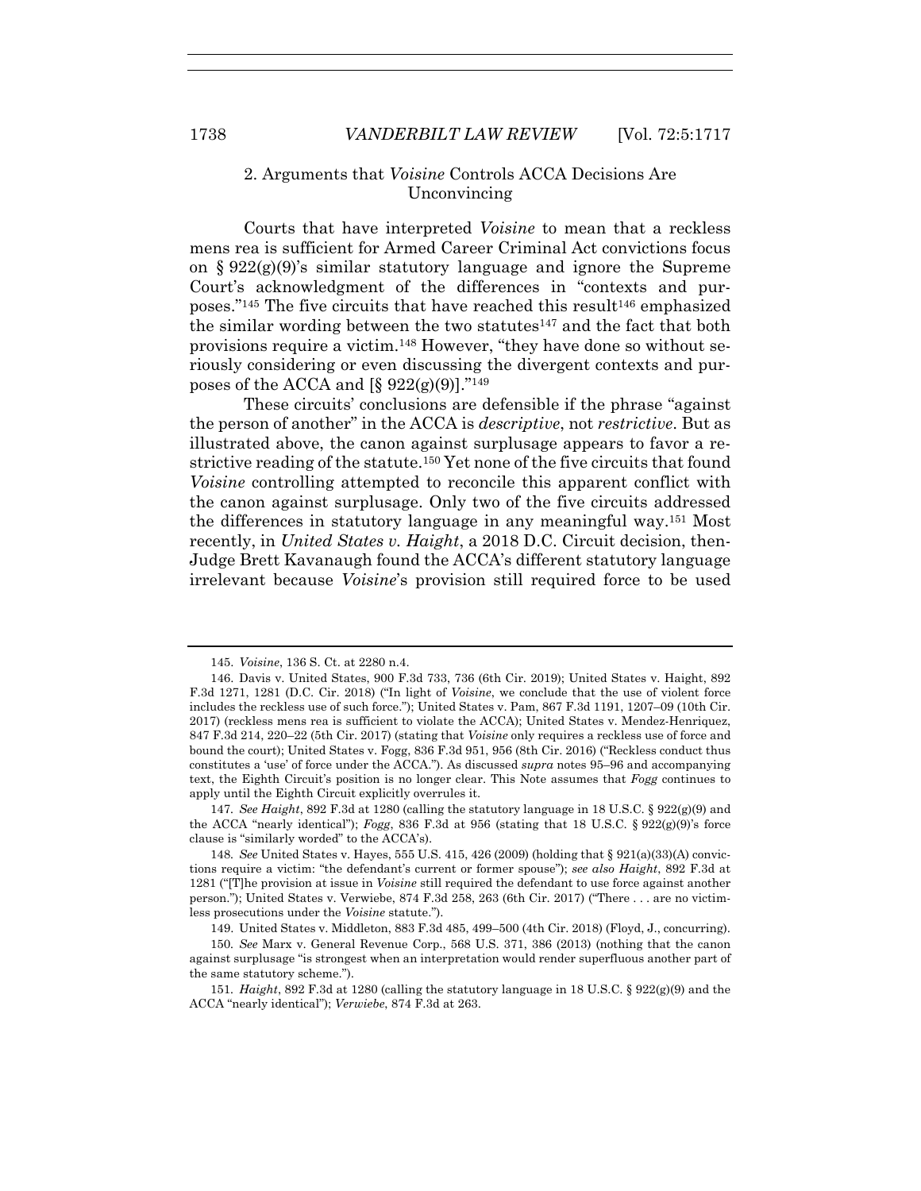### 2. Arguments that *Voisine* Controls ACCA Decisions Are Unconvincing

Courts that have interpreted *Voisine* to mean that a reckless mens rea is sufficient for Armed Career Criminal Act convictions focus on § 922(g)(9)'s similar statutory language and ignore the Supreme Court's acknowledgment of the differences in "contexts and purposes."[145] The five circuits that have reached this result[146] emphasized the similar wording between the two statutes[147] and the fact that both provisions require a victim.[148] However, "they have done so without seriously considering or even discussing the divergent contexts and purposes of the ACCA and [§ 922(g)(9)]."[149]

These circuits' conclusions are defensible if the phrase "against the person of another" in the ACCA is *descriptive*, not *restrictive*. But as illustrated above, the canon against surplusage appears to favor a restrictive reading of the statute.[150] Yet none of the five circuits that found *Voisine* controlling attempted to reconcile this apparent conflict with the canon against surplusage. Only two of the five circuits addressed the differences in statutory language in any meaningful way.[151] Most recently, in *United States v. Haight*, a 2018 D.C. Circuit decision, then-Judge Brett Kavanaugh found the ACCA's different statutory language irrelevant because *Voisine*'s provision still required force to be used

---

145. *Voisine*, 136 S. Ct. at 2280 n.4.

146. Davis v. United States, 900 F.3d 733, 736 (6th Cir. 2019); United States v. Haight, 892 F.3d 1271, 1281 (D.C. Cir. 2018) ("In light of *Voisine*, we conclude that the use of violent force includes the reckless use of such force."); United States v. Pam, 867 F.3d 1191, 1207–09 (10th Cir. 2017) (reckless mens rea is sufficient to violate the ACCA); United States v. Mendez-Henriquez, 847 F.3d 214, 220–22 (5th Cir. 2017) (stating that *Voisine* only requires a reckless use of force and bound the court); United States v. Fogg, 836 F.3d 951, 956 (8th Cir. 2016) ("Reckless conduct thus constitutes a 'use' of force under the ACCA."). As discussed *supra* notes 95–96 and accompanying text, the Eighth Circuit's position is no longer clear. This Note assumes that *Fogg* continues to apply until the Eighth Circuit explicitly overrules it.

147. *See Haight*, 892 F.3d at 1280 (calling the statutory language in 18 U.S.C. § 922(g)(9) and the ACCA "nearly identical"); *Fogg*, 836 F.3d at 956 (stating that 18 U.S.C. § 922(g)(9)'s force clause is "similarly worded" to the ACCA's).

148. *See* United States v. Hayes, 555 U.S. 415, 426 (2009) (holding that § 921(a)(33)(A) convictions require a victim: "the defendant's current or former spouse"); *see also Haight*, 892 F.3d at 1281 ("[T]he provision at issue in *Voisine* still required the defendant to use force against another person."); United States v. Verwiebe, 874 F.3d 258, 263 (6th Cir. 2017) ("There . . . are no victimless prosecutions under the *Voisine* statute.").

149. United States v. Middleton, 883 F.3d 485, 499–500 (4th Cir. 2018) (Floyd, J., concurring).

150. *See* Marx v. General Revenue Corp., 568 U.S. 371, 386 (2013) (nothing that the canon against surplusage "is strongest when an interpretation would render superfluous another part of the same statutory scheme.").

151. *Haight*, 892 F.3d at 1280 (calling the statutory language in 18 U.S.C. § 922(g)(9) and the ACCA "nearly identical"); *Verwiebe*, 874 F.3d at 263.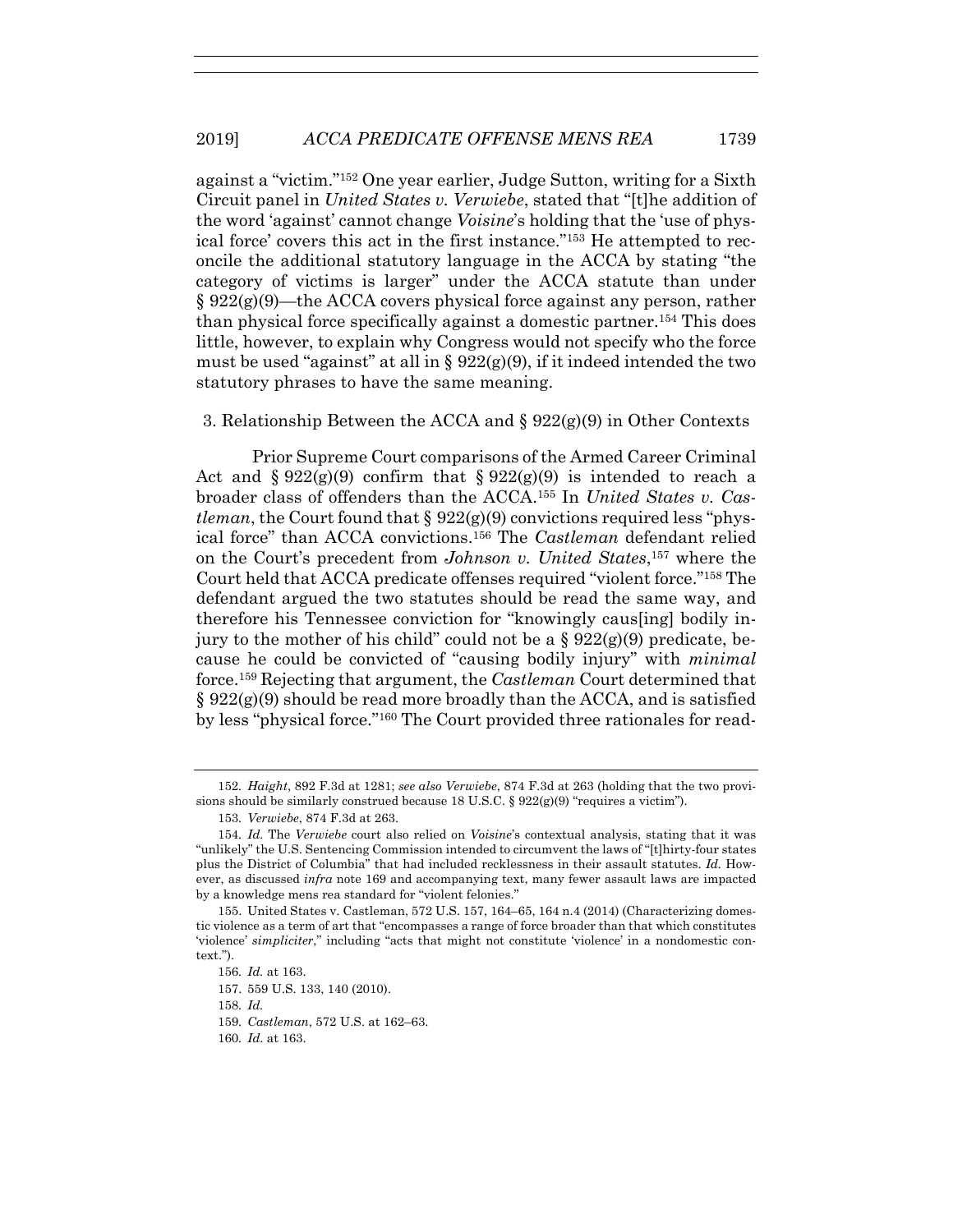against a "victim."[152] One year earlier, Judge Sutton, writing for a Sixth Circuit panel in *United States v. Verwiebe*, stated that "[t]he addition of the word 'against' cannot change *Voisine*'s holding that the 'use of physical force' covers this act in the first instance."[153] He attempted to reconcile the additional statutory language in the ACCA by stating "the category of victims is larger" under the ACCA statute than under § 922(g)(9)—the ACCA covers physical force against any person, rather than physical force specifically against a domestic partner.[154] This does little, however, to explain why Congress would not specify who the force must be used "against" at all in § 922(g)(9), if it indeed intended the two statutory phrases to have the same meaning.

3. Relationship Between the ACCA and § 922(g)(9) in Other Contexts

Prior Supreme Court comparisons of the Armed Career Criminal Act and § 922(g)(9) confirm that § 922(g)(9) is intended to reach a broader class of offenders than the ACCA.[155] In *United States v. Castleman*, the Court found that § 922(g)(9) convictions required less "physical force" than ACCA convictions.[156] The *Castleman* defendant relied on the Court's precedent from *Johnson v. United States*,[157] where the Court held that ACCA predicate offenses required "violent force."[158] The defendant argued the two statutes should be read the same way, and therefore his Tennessee conviction for "knowingly caus[ing] bodily injury to the mother of his child" could not be a § 922(g)(9) predicate, because he could be convicted of "causing bodily injury" with *minimal* force.[159] Rejecting that argument, the *Castleman* Court determined that § 922(g)(9) should be read more broadly than the ACCA, and is satisfied by less "physical force."[160] The Court provided three rationales for read-

---

152. *Haight*, 892 F.3d at 1281; *see also Verwiebe*, 874 F.3d at 263 (holding that the two provisions should be similarly construed because 18 U.S.C. § 922(g)(9) "requires a victim").

153. *Verwiebe*, 874 F.3d at 263.

154. *Id.* The *Verwiebe* court also relied on *Voisine*'s contextual analysis, stating that it was "unlikely" the U.S. Sentencing Commission intended to circumvent the laws of "[t]hirty-four states plus the District of Columbia" that had included recklessness in their assault statutes. *Id.* However, as discussed *infra* note 169 and accompanying text, many fewer assault laws are impacted by a knowledge mens rea standard for "violent felonies."

155. United States v. Castleman, 572 U.S. 157, 164–65, 164 n.4 (2014) (Characterizing domestic violence as a term of art that "encompasses a range of force broader than that which constitutes 'violence' *simpliciter*," including "acts that might not constitute 'violence' in a nondomestic context.").

156. *Id.* at 163.

157. 559 U.S. 133, 140 (2010).

158. *Id.*

159. *Castleman*, 572 U.S. at 162–63.

160. *Id.* at 163.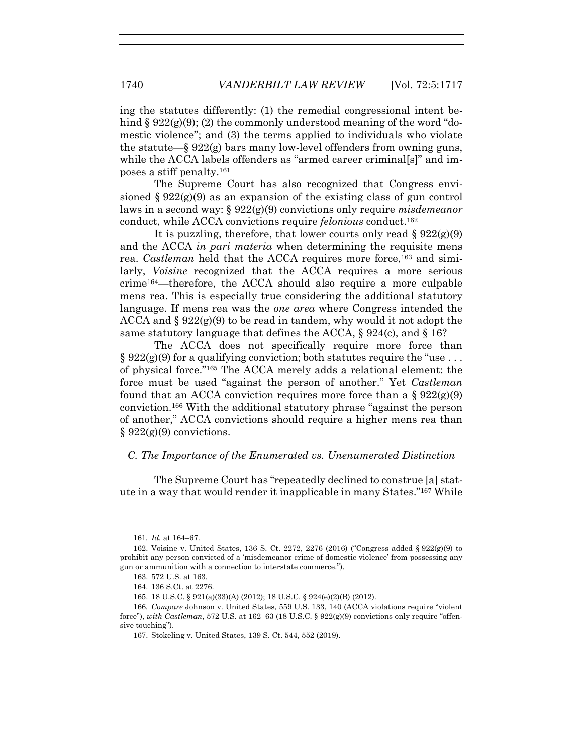ing the statutes differently: (1) the remedial congressional intent behind § 922(g)(9); (2) the commonly understood meaning of the word "domestic violence"; and (3) the terms applied to individuals who violate the statute—§ 922(g) bars many low-level offenders from owning guns, while the ACCA labels offenders as "armed career criminal[s]" and imposes a stiff penalty.[161]

The Supreme Court has also recognized that Congress envisioned § 922(g)(9) as an expansion of the existing class of gun control laws in a second way: § 922(g)(9) convictions only require *misdemeanor* conduct, while ACCA convictions require *felonious* conduct.[162]

It is puzzling, therefore, that lower courts only read § 922(g)(9) and the ACCA *in pari materia* when determining the requisite mens rea. *Castleman* held that the ACCA requires more force,[163] and similarly, *Voisine* recognized that the ACCA requires a more serious crime[164]—therefore, the ACCA should also require a more culpable mens rea. This is especially true considering the additional statutory language. If mens rea was the *one area* where Congress intended the ACCA and § 922(g)(9) to be read in tandem, why would it not adopt the same statutory language that defines the ACCA, § 924(c), and § 16?

The ACCA does not specifically require more force than § 922(g)(9) for a qualifying conviction; both statutes require the "use . . . of physical force."[165] The ACCA merely adds a relational element: the force must be used "against the person of another." Yet *Castleman* found that an ACCA conviction requires more force than a § 922(g)(9) conviction.[166] With the additional statutory phrase "against the person of another," ACCA convictions should require a higher mens rea than § 922(g)(9) convictions.

### *C. The Importance of the Enumerated vs. Unenumerated Distinction*

The Supreme Court has "repeatedly declined to construe [a] statute in a way that would render it inapplicable in many States."[167] While

---

161. *Id.* at 164–67.

162. Voisine v. United States, 136 S. Ct. 2272, 2276 (2016) ("Congress added § 922(g)(9) to prohibit any person convicted of a 'misdemeanor crime of domestic violence' from possessing any gun or ammunition with a connection to interstate commerce.").

163. 572 U.S. at 163.

164. 136 S.Ct. at 2276.

165. 18 U.S.C. § 921(a)(33)(A) (2012); 18 U.S.C. § 924(e)(2)(B) (2012).

166. *Compare* Johnson v. United States, 559 U.S. 133, 140 (ACCA violations require "violent force"), *with Castleman*, 572 U.S. at 162–63 (18 U.S.C. § 922(g)(9) convictions only require "offensive touching").

167. Stokeling v. United States, 139 S. Ct. 544, 552 (2019).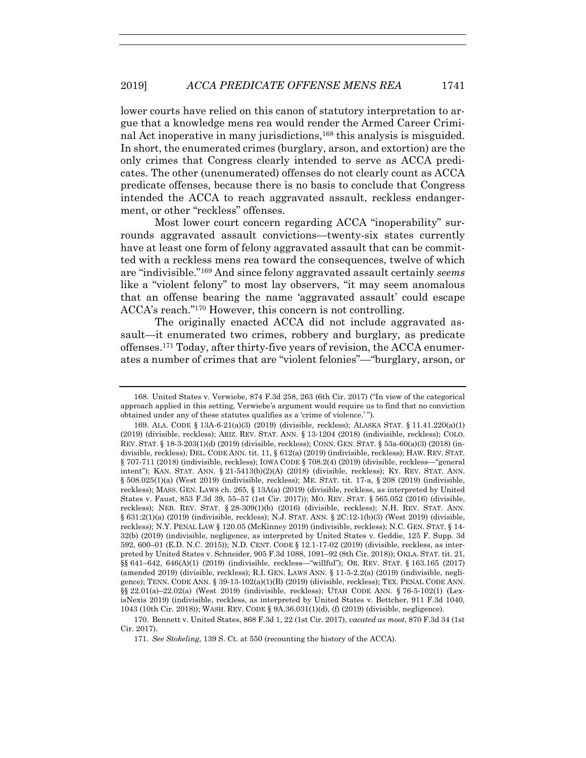lower courts have relied on this canon of statutory interpretation to argue that a knowledge mens rea would render the Armed Career Criminal Act inoperative in many jurisdictions,[168] this analysis is misguided. In short, the enumerated crimes (burglary, arson, and extortion) are the only crimes that Congress clearly intended to serve as ACCA predicates. The other (unenumerated) offenses do not clearly count as ACCA predicate offenses, because there is no basis to conclude that Congress intended the ACCA to reach aggravated assault, reckless endangerment, or other "reckless" offenses.

Most lower court concern regarding ACCA "inoperability" surrounds aggravated assault convictions—twenty-six states currently have at least one form of felony aggravated assault that can be committed with a reckless mens rea toward the consequences, twelve of which are "indivisible."[169] And since felony aggravated assault certainly *seems* like a "violent felony" to most lay observers, "it may seem anomalous that an offense bearing the name 'aggravated assault' could escape ACCA's reach."[170] However, this concern is not controlling.

The originally enacted ACCA did not include aggravated assault—it enumerated two crimes, robbery and burglary, as predicate offenses.[171] Today, after thirty-five years of revision, the ACCA enumerates a number of crimes that are "violent felonies"—"burglary, arson, or

---

168. United States v. Verwiebe, 874 F.3d 258, 263 (6th Cir. 2017) ("In view of the categorical approach applied in this setting, Verwiebe's argument would require us to find that no conviction obtained under any of these statutes qualifies as a 'crime of violence.' ").

169. ALA. CODE § 13A-6-21(a)(3) (2019) (divisible, reckless); ALASKA STAT. § 11.41.220(a)(1) (2019) (divisible, reckless); ARIZ. REV. STAT. ANN. § 13-1204 (2018) (indivisible, reckless); COLO. REV. STAT. § 18-3-203(1)(d) (2019) (divisible, reckless); CONN. GEN. STAT. § 53a-60(a)(3) (2018) (indivisible, reckless); DEL. CODE ANN. tit. 11, § 612(a) (2019) (indivisible, reckless); HAW. REV. STAT. § 707-711 (2018) (indivisible, reckless); IOWA CODE § 708.2(4) (2019) (divisible, reckless—"general intent"); KAN. STAT. ANN. § 21-5413(b)(2)(A) (2018) (divisible, reckless); KY. REV. STAT. ANN. § 508.025(1)(a) (West 2019) (indivisible, reckless); ME. STAT. tit. 17-a, § 208 (2019) (indivisible, reckless); MASS. GEN. LAWS ch. 265, § 13A(a) (2019) (divisible, reckless, as interpreted by United States v. Faust, 853 F.3d 39, 55–57 (1st Cir. 2017)); MO. REV. STAT. § 565.052 (2016) (divisible, reckless); NEB. REV. STAT. § 28-309(1)(b) (2016) (divisible, reckless); N.H. REV. STAT. ANN. § 631:2(1)(a) (2019) (indivisible, reckless); N.J. STAT. ANN. § 2C:12-1(b)(3) (West 2019) (divisible, reckless); N.Y. PENAL LAW § 120.05 (McKinney 2019) (indivisible, reckless); N.C. GEN. STAT. § 14-32(b) (2019) (indivisible, negligence, as interpreted by United States v. Geddie, 125 F. Supp. 3d 592, 600–01 (E.D. N.C. 2015)); N.D. CENT. CODE § 12.1-17-02 (2019) (divisible, reckless, as interpreted by United States v. Schneider, 905 F.3d 1088, 1091–92 (8th Cir. 2018)); OKLA. STAT. tit. 21, §§ 641–642, 646(A)(1) (2019) (indivisible, reckless—"willful"); OR. REV. STAT. § 163.165 (2017) (amended 2019) (divisible, reckless); R.I. GEN. LAWS ANN. § 11-5-2.2(a) (2019) (indivisible, negligence); TENN. CODE ANN. § 39-13-102(a)(1)(B) (2019) (divisible, reckless); TEX. PENAL CODE ANN. §§ 22.01(a)–22.02(a) (West 2019) (indivisible, reckless); UTAH CODE ANN. § 76-5-102(1) (LexisNexis 2019) (indivisible, reckless, as interpreted by United States v. Bettcher, 911 F.3d 1040, 1043 (10th Cir. 2018)); WASH. REV. CODE § 9A.36.031(1)(d), (f) (2019) (divisible, negligence).

170. Bennett v. United States, 868 F.3d 1, 22 (1st Cir. 2017), *vacated as moot*, 870 F.3d 34 (1st Cir. 2017).

171. *See Stokeling*, 139 S. Ct. at 550 (recounting the history of the ACCA).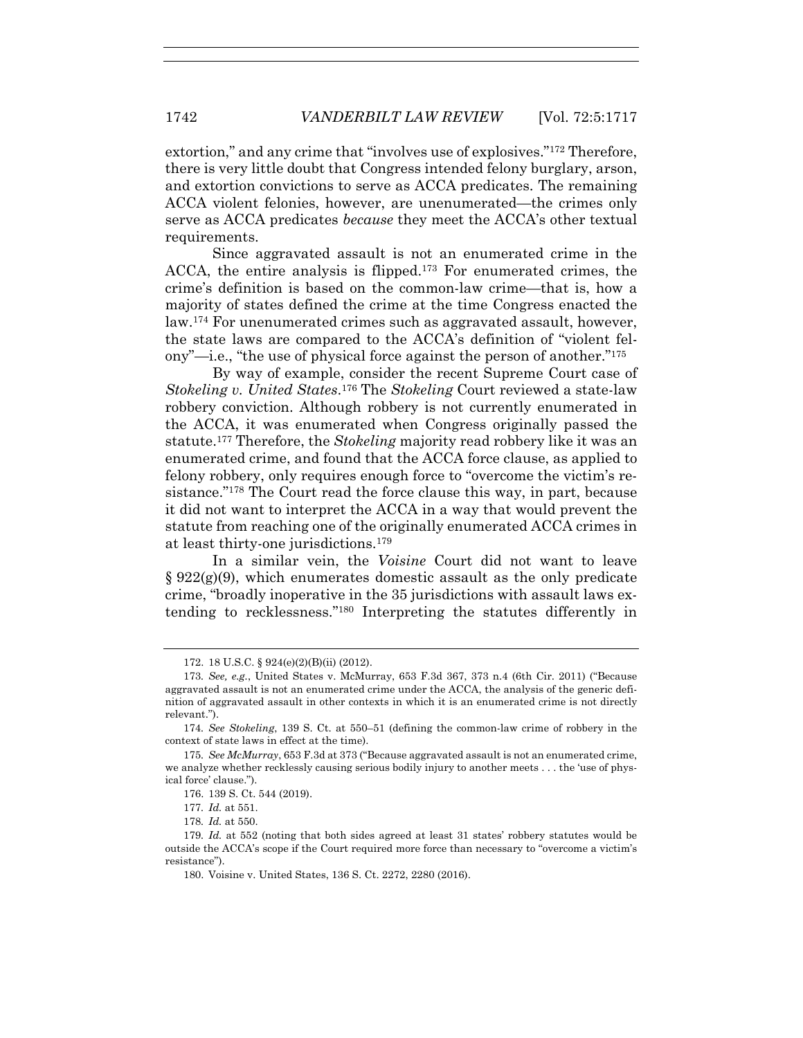extortion," and any crime that "involves use of explosives."[172] Therefore, there is very little doubt that Congress intended felony burglary, arson, and extortion convictions to serve as ACCA predicates. The remaining ACCA violent felonies, however, are unenumerated—the crimes only serve as ACCA predicates *because* they meet the ACCA's other textual requirements.

Since aggravated assault is not an enumerated crime in the ACCA, the entire analysis is flipped.[173] For enumerated crimes, the crime's definition is based on the common-law crime—that is, how a majority of states defined the crime at the time Congress enacted the law.[174] For unenumerated crimes such as aggravated assault, however, the state laws are compared to the ACCA's definition of "violent felony"—i.e., "the use of physical force against the person of another."[175]

By way of example, consider the recent Supreme Court case of *Stokeling v. United States*.[176] The *Stokeling* Court reviewed a state-law robbery conviction. Although robbery is not currently enumerated in the ACCA, it was enumerated when Congress originally passed the statute.[177] Therefore, the *Stokeling* majority read robbery like it was an enumerated crime, and found that the ACCA force clause, as applied to felony robbery, only requires enough force to "overcome the victim's resistance."[178] The Court read the force clause this way, in part, because it did not want to interpret the ACCA in a way that would prevent the statute from reaching one of the originally enumerated ACCA crimes in at least thirty-one jurisdictions.[179]

In a similar vein, the *Voisine* Court did not want to leave § 922(g)(9), which enumerates domestic assault as the only predicate crime, "broadly inoperative in the 35 jurisdictions with assault laws extending to recklessness."[180] Interpreting the statutes differently in

---

172. 18 U.S.C. § 924(e)(2)(B)(ii) (2012).

173. *See, e.g.*, United States v. McMurray, 653 F.3d 367, 373 n.4 (6th Cir. 2011) ("Because aggravated assault is not an enumerated crime under the ACCA, the analysis of the generic definition of aggravated assault in other contexts in which it is an enumerated crime is not directly relevant.").

174. *See Stokeling*, 139 S. Ct. at 550–51 (defining the common-law crime of robbery in the context of state laws in effect at the time).

175. *See McMurray*, 653 F.3d at 373 ("Because aggravated assault is not an enumerated crime, we analyze whether recklessly causing serious bodily injury to another meets . . . the 'use of physical force' clause.").

176. 139 S. Ct. 544 (2019).

177. *Id.* at 551.

178. *Id.* at 550.

179. *Id.* at 552 (noting that both sides agreed at least 31 states' robbery statutes would be outside the ACCA's scope if the Court required more force than necessary to "overcome a victim's resistance").

180. Voisine v. United States, 136 S. Ct. 2272, 2280 (2016).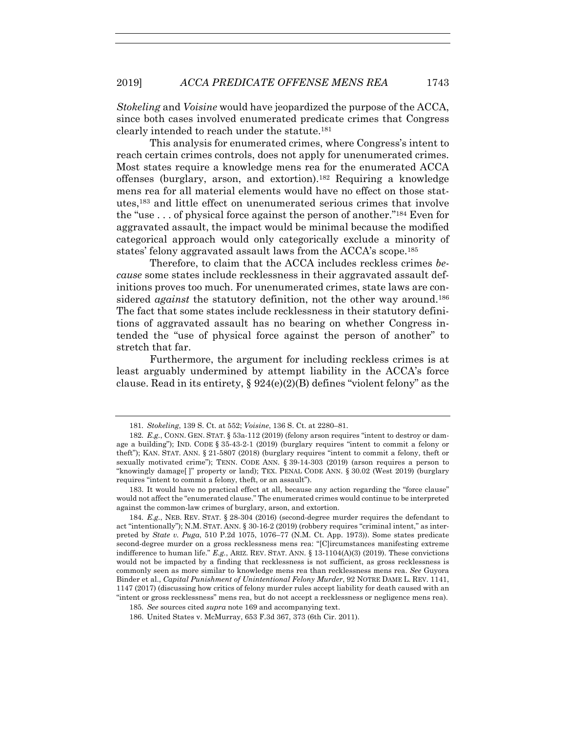*Stokeling* and *Voisine* would have jeopardized the purpose of the ACCA, since both cases involved enumerated predicate crimes that Congress clearly intended to reach under the statute.[181]

This analysis for enumerated crimes, where Congress's intent to reach certain crimes controls, does not apply for unenumerated crimes. Most states require a knowledge mens rea for the enumerated ACCA offenses (burglary, arson, and extortion).[182] Requiring a knowledge mens rea for all material elements would have no effect on those statutes,[183] and little effect on unenumerated serious crimes that involve the "use . . . of physical force against the person of another."[184] Even for aggravated assault, the impact would be minimal because the modified categorical approach would only categorically exclude a minority of states' felony aggravated assault laws from the ACCA's scope.[185]

Therefore, to claim that the ACCA includes reckless crimes *because* some states include recklessness in their aggravated assault definitions proves too much. For unenumerated crimes, state laws are considered *against* the statutory definition, not the other way around.[186] The fact that some states include recklessness in their statutory definitions of aggravated assault has no bearing on whether Congress intended the "use of physical force against the person of another" to stretch that far.

Furthermore, the argument for including reckless crimes is at least arguably undermined by attempt liability in the ACCA's force clause. Read in its entirety, § 924(e)(2)(B) defines "violent felony" as the

---

181. *Stokeling*, 139 S. Ct. at 552; *Voisine*, 136 S. Ct. at 2280–81.

182. *E.g.*, CONN. GEN. STAT. § 53a-112 (2019) (felony arson requires "intent to destroy or damage a building"); IND. CODE § 35-43-2-1 (2019) (burglary requires "intent to commit a felony or theft"); KAN. STAT. ANN. § 21-5807 (2018) (burglary requires "intent to commit a felony, theft or sexually motivated crime"); TENN. CODE ANN. § 39-14-303 (2019) (arson requires a person to "knowingly damage[ ]" property or land); TEX. PENAL CODE ANN. § 30.02 (West 2019) (burglary requires "intent to commit a felony, theft, or an assault").

183. It would have no practical effect at all, because any action regarding the "force clause" would not affect the "enumerated clause." The enumerated crimes would continue to be interpreted against the common-law crimes of burglary, arson, and extortion.

184. *E.g.*, NEB. REV. STAT. § 28-304 (2016) (second-degree murder requires the defendant to act "intentionally"); N.M. STAT. ANN. § 30-16-2 (2019) (robbery requires "criminal intent," as interpreted by *State v. Puga*, 510 P.2d 1075, 1076–77 (N.M. Ct. App. 1973)). Some states predicate second-degree murder on a gross recklessness mens rea: "[C]ircumstances manifesting extreme indifference to human life." *E.g.*, ARIZ. REV. STAT. ANN. § 13-1104(A)(3) (2019). These convictions would not be impacted by a finding that recklessness is not sufficient, as gross recklessness is commonly seen as more similar to knowledge mens rea than recklessness mens rea. *See* Guyora Binder et al., *Capital Punishment of Unintentional Felony Murder*, 92 NOTRE DAME L. REV. 1141, 1147 (2017) (discussing how critics of felony murder rules accept liability for death caused with an "intent or gross recklessness" mens rea, but do not accept a recklessness or negligence mens rea).

185. *See* sources cited *supra* note 169 and accompanying text.

186. United States v. McMurray, 653 F.3d 367, 373 (6th Cir. 2011).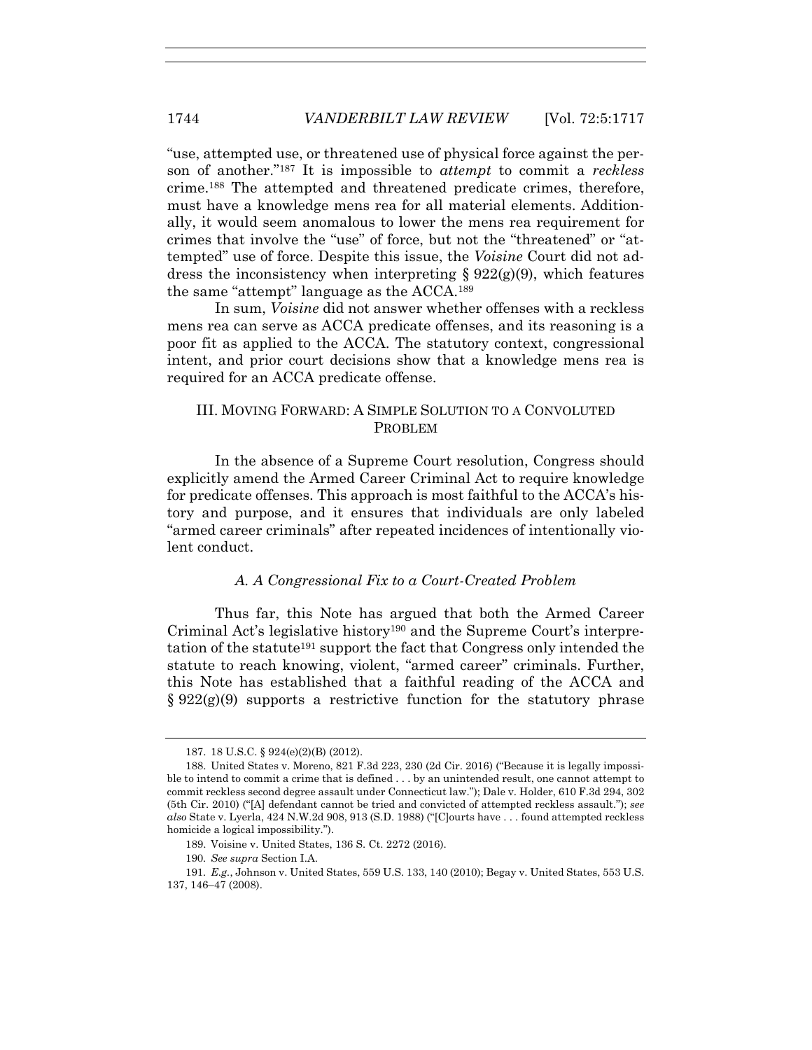"use, attempted use, or threatened use of physical force against the person of another."[187] It is impossible to *attempt* to commit a *reckless* crime.[188] The attempted and threatened predicate crimes, therefore, must have a knowledge mens rea for all material elements. Additionally, it would seem anomalous to lower the mens rea requirement for crimes that involve the "use" of force, but not the "threatened" or "attempted" use of force. Despite this issue, the *Voisine* Court did not address the inconsistency when interpreting § 922(g)(9), which features the same "attempt" language as the ACCA.[189]

In sum, *Voisine* did not answer whether offenses with a reckless mens rea can serve as ACCA predicate offenses, and its reasoning is a poor fit as applied to the ACCA. The statutory context, congressional intent, and prior court decisions show that a knowledge mens rea is required for an ACCA predicate offense.

## III. MOVING FORWARD: A SIMPLE SOLUTION TO A CONVOLUTED PROBLEM

In the absence of a Supreme Court resolution, Congress should explicitly amend the Armed Career Criminal Act to require knowledge for predicate offenses. This approach is most faithful to the ACCA's history and purpose, and it ensures that individuals are only labeled "armed career criminals" after repeated incidences of intentionally violent conduct.

### *A. A Congressional Fix to a Court-Created Problem*

Thus far, this Note has argued that both the Armed Career Criminal Act's legislative history[190] and the Supreme Court's interpretation of the statute[191] support the fact that Congress only intended the statute to reach knowing, violent, "armed career" criminals. Further, this Note has established that a faithful reading of the ACCA and § 922(g)(9) supports a restrictive function for the statutory phrase

---

187. 18 U.S.C. § 924(e)(2)(B) (2012).

188. United States v. Moreno, 821 F.3d 223, 230 (2d Cir. 2016) ("Because it is legally impossible to intend to commit a crime that is defined . . . by an unintended result, one cannot attempt to commit reckless second degree assault under Connecticut law."); Dale v. Holder, 610 F.3d 294, 302 (5th Cir. 2010) ("[A] defendant cannot be tried and convicted of attempted reckless assault."); *see also* State v. Lyerla, 424 N.W.2d 908, 913 (S.D. 1988) ("[C]ourts have . . . found attempted reckless homicide a logical impossibility.").

189. Voisine v. United States, 136 S. Ct. 2272 (2016).

190. *See supra* Section I.A.

191. *E.g.*, Johnson v. United States, 559 U.S. 133, 140 (2010); Begay v. United States, 553 U.S. 137, 146–47 (2008).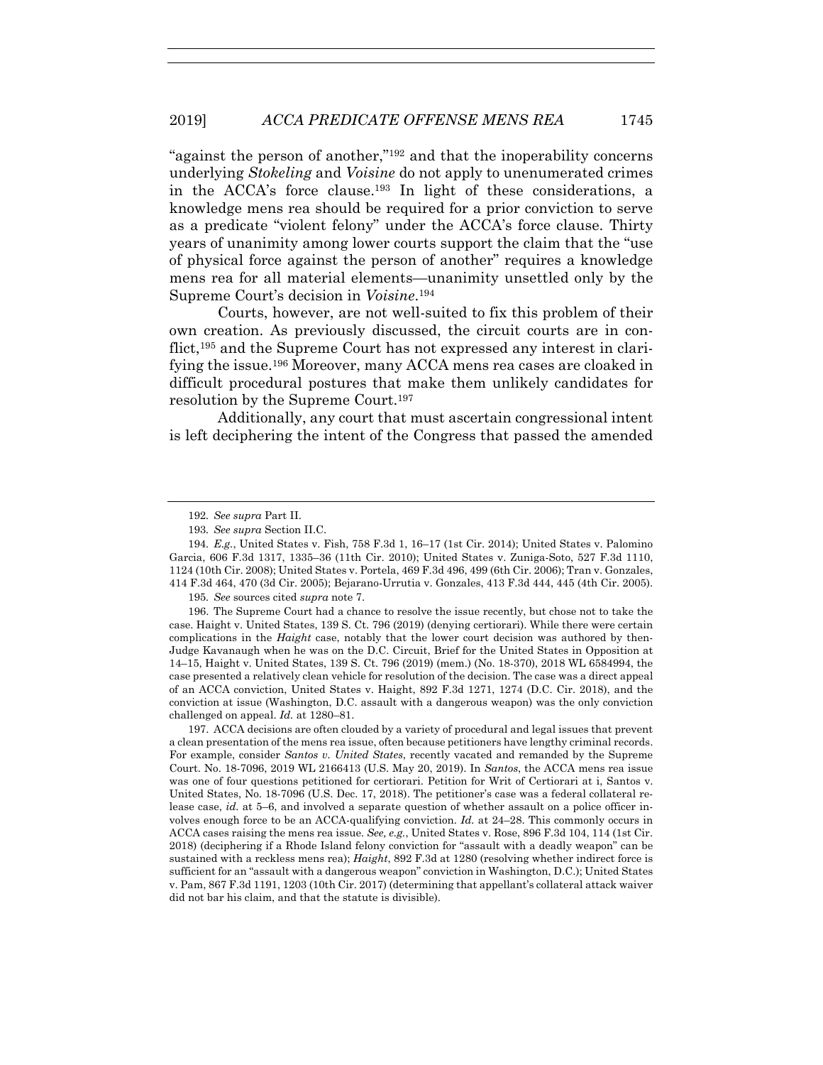"against the person of another,"[192] and that the inoperability concerns underlying *Stokeling* and *Voisine* do not apply to unenumerated crimes in the ACCA's force clause.[193] In light of these considerations, a knowledge mens rea should be required for a prior conviction to serve as a predicate "violent felony" under the ACCA's force clause. Thirty years of unanimity among lower courts support the claim that the "use of physical force against the person of another" requires a knowledge mens rea for all material elements—unanimity unsettled only by the Supreme Court's decision in *Voisine*.[194]

Courts, however, are not well-suited to fix this problem of their own creation. As previously discussed, the circuit courts are in conflict,[195] and the Supreme Court has not expressed any interest in clarifying the issue.[196] Moreover, many ACCA mens rea cases are cloaked in difficult procedural postures that make them unlikely candidates for resolution by the Supreme Court.[197]

Additionally, any court that must ascertain congressional intent is left deciphering the intent of the Congress that passed the amended

---

192. *See supra* Part II.

193. *See supra* Section II.C.

194. *E.g.*, United States v. Fish, 758 F.3d 1, 16–17 (1st Cir. 2014); United States v. Palomino Garcia, 606 F.3d 1317, 1335–36 (11th Cir. 2010); United States v. Zuniga-Soto, 527 F.3d 1110, 1124 (10th Cir. 2008); United States v. Portela, 469 F.3d 496, 499 (6th Cir. 2006); Tran v. Gonzales, 414 F.3d 464, 470 (3d Cir. 2005); Bejarano-Urrutia v. Gonzales, 413 F.3d 444, 445 (4th Cir. 2005).

195. *See* sources cited *supra* note 7.

196. The Supreme Court had a chance to resolve the issue recently, but chose not to take the case. Haight v. United States, 139 S. Ct. 796 (2019) (denying certiorari). While there were certain complications in the *Haight* case, notably that the lower court decision was authored by then-Judge Kavanaugh when he was on the D.C. Circuit, Brief for the United States in Opposition at 14–15, Haight v. United States, 139 S. Ct. 796 (2019) (mem.) (No. 18-370), 2018 WL 6584994, the case presented a relatively clean vehicle for resolution of the decision. The case was a direct appeal of an ACCA conviction, United States v. Haight, 892 F.3d 1271, 1274 (D.C. Cir. 2018), and the conviction at issue (Washington, D.C. assault with a dangerous weapon) was the only conviction challenged on appeal. *Id.* at 1280–81.

197. ACCA decisions are often clouded by a variety of procedural and legal issues that prevent a clean presentation of the mens rea issue, often because petitioners have lengthy criminal records. For example, consider *Santos v. United States*, recently vacated and remanded by the Supreme Court. No. 18-7096, 2019 WL 2166413 (U.S. May 20, 2019). In *Santos*, the ACCA mens rea issue was one of four questions petitioned for certiorari. Petition for Writ of Certiorari at i, Santos v. United States, No. 18-7096 (U.S. Dec. 17, 2018). The petitioner's case was a federal collateral release case, *id.* at 5–6, and involved a separate question of whether assault on a police officer involves enough force to be an ACCA-qualifying conviction. *Id.* at 24–28. This commonly occurs in ACCA cases raising the mens rea issue. *See, e.g.*, United States v. Rose, 896 F.3d 104, 114 (1st Cir. 2018) (deciphering if a Rhode Island felony conviction for "assault with a deadly weapon" can be sustained with a reckless mens rea); *Haight*, 892 F.3d at 1280 (resolving whether indirect force is sufficient for an "assault with a dangerous weapon" conviction in Washington, D.C.); United States v. Pam, 867 F.3d 1191, 1203 (10th Cir. 2017) (determining that appellant's collateral attack waiver did not bar his claim, and that the statute is divisible).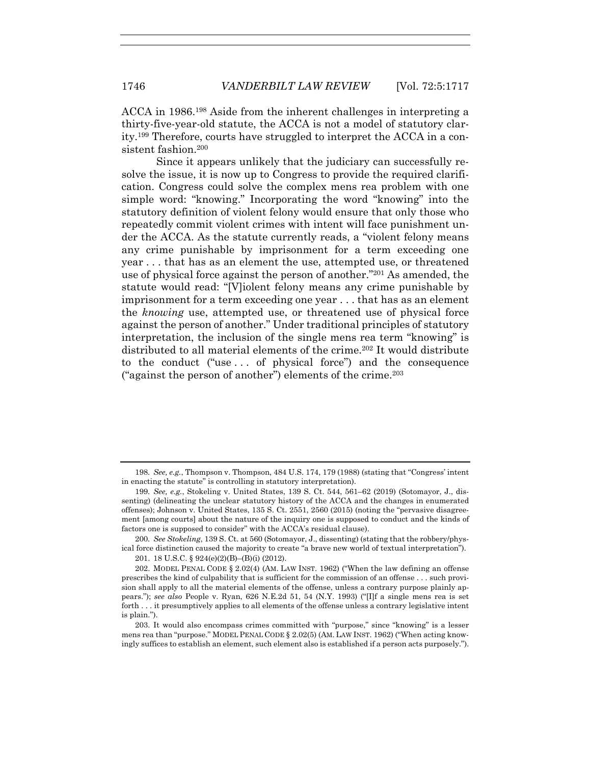ACCA in 1986.[198] Aside from the inherent challenges in interpreting a thirty-five-year-old statute, the ACCA is not a model of statutory clarity.[199] Therefore, courts have struggled to interpret the ACCA in a consistent fashion.[200]

Since it appears unlikely that the judiciary can successfully resolve the issue, it is now up to Congress to provide the required clarification. Congress could solve the complex mens rea problem with one simple word: "knowing." Incorporating the word "knowing" into the statutory definition of violent felony would ensure that only those who repeatedly commit violent crimes with intent will face punishment under the ACCA. As the statute currently reads, a "violent felony means any crime punishable by imprisonment for a term exceeding one year . . . that has as an element the use, attempted use, or threatened use of physical force against the person of another."[201] As amended, the statute would read: "[V]iolent felony means any crime punishable by imprisonment for a term exceeding one year . . . that has as an element the *knowing* use, attempted use, or threatened use of physical force against the person of another." Under traditional principles of statutory interpretation, the inclusion of the single mens rea term "knowing" is distributed to all material elements of the crime.[202] It would distribute to the conduct ("use . . . of physical force") and the consequence ("against the person of another") elements of the crime.[203]

---

198. *See, e.g.*, Thompson v. Thompson, 484 U.S. 174, 179 (1988) (stating that "Congress' intent in enacting the statute" is controlling in statutory interpretation).

199. *See, e.g.*, Stokeling v. United States, 139 S. Ct. 544, 561–62 (2019) (Sotomayor, J., dissenting) (delineating the unclear statutory history of the ACCA and the changes in enumerated offenses); Johnson v. United States, 135 S. Ct. 2551, 2560 (2015) (noting the "pervasive disagreement [among courts] about the nature of the inquiry one is supposed to conduct and the kinds of factors one is supposed to consider" with the ACCA's residual clause).

200. *See Stokeling*, 139 S. Ct. at 560 (Sotomayor, J., dissenting) (stating that the robbery/physical force distinction caused the majority to create "a brave new world of textual interpretation").

201. 18 U.S.C. § 924(e)(2)(B)–(B)(i) (2012).

202. MODEL PENAL CODE § 2.02(4) (AM. LAW INST. 1962) ("When the law defining an offense prescribes the kind of culpability that is sufficient for the commission of an offense . . . such provision shall apply to all the material elements of the offense, unless a contrary purpose plainly appears."); *see also* People v. Ryan, 626 N.E.2d 51, 54 (N.Y. 1993) ("[I]f a single mens rea is set forth . . . it presumptively applies to all elements of the offense unless a contrary legislative intent is plain.").

203. It would also encompass crimes committed with "purpose," since "knowing" is a lesser mens rea than "purpose." MODEL PENAL CODE § 2.02(5) (AM. LAW INST. 1962) ("When acting knowingly suffices to establish an element, such element also is established if a person acts purposely.").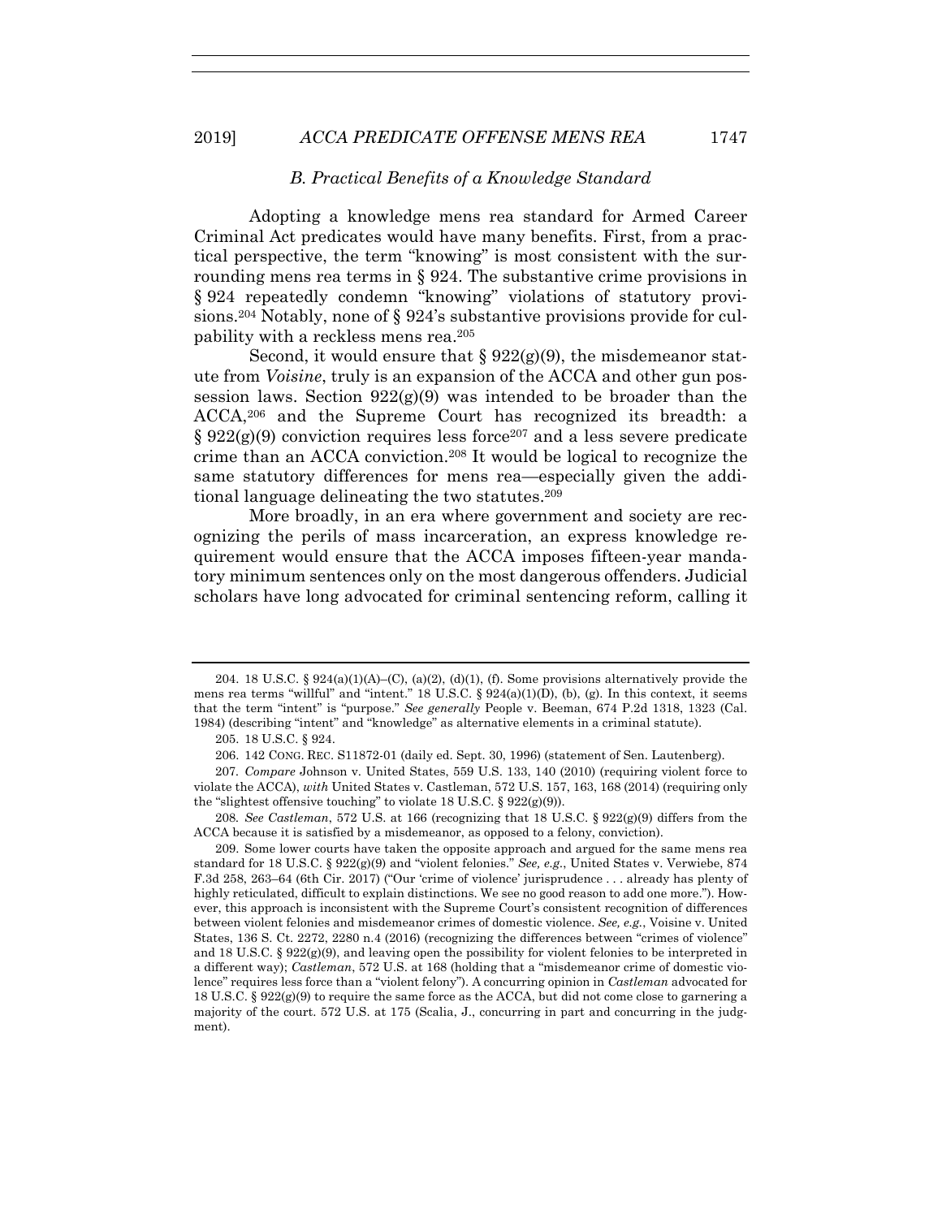### *B. Practical Benefits of a Knowledge Standard*

Adopting a knowledge mens rea standard for Armed Career Criminal Act predicates would have many benefits. First, from a practical perspective, the term "knowing" is most consistent with the surrounding mens rea terms in § 924. The substantive crime provisions in § 924 repeatedly condemn "knowing" violations of statutory provisions.[204] Notably, none of § 924's substantive provisions provide for culpability with a reckless mens rea.[205]

Second, it would ensure that § 922(g)(9), the misdemeanor statute from *Voisine*, truly is an expansion of the ACCA and other gun possession laws. Section 922(g)(9) was intended to be broader than the ACCA,[206] and the Supreme Court has recognized its breadth: a § 922(g)(9) conviction requires less force[207] and a less severe predicate crime than an ACCA conviction.[208] It would be logical to recognize the same statutory differences for mens rea—especially given the additional language delineating the two statutes.[209]

More broadly, in an era where government and society are recognizing the perils of mass incarceration, an express knowledge requirement would ensure that the ACCA imposes fifteen-year mandatory minimum sentences only on the most dangerous offenders. Judicial scholars have long advocated for criminal sentencing reform, calling it

---

204. 18 U.S.C. § 924(a)(1)(A)–(C), (a)(2), (d)(1), (f). Some provisions alternatively provide the mens rea terms "willful" and "intent." 18 U.S.C. § 924(a)(1)(D), (b), (g). In this context, it seems that the term "intent" is "purpose." *See generally* People v. Beeman, 674 P.2d 1318, 1323 (Cal. 1984) (describing "intent" and "knowledge" as alternative elements in a criminal statute).

205. 18 U.S.C. § 924.

206. 142 CONG. REC. S11872-01 (daily ed. Sept. 30, 1996) (statement of Sen. Lautenberg).

207. *Compare* Johnson v. United States, 559 U.S. 133, 140 (2010) (requiring violent force to violate the ACCA), *with* United States v. Castleman, 572 U.S. 157, 163, 168 (2014) (requiring only the "slightest offensive touching" to violate 18 U.S.C. § 922(g)(9)).

208. *See Castleman*, 572 U.S. at 166 (recognizing that 18 U.S.C. § 922(g)(9) differs from the ACCA because it is satisfied by a misdemeanor, as opposed to a felony, conviction).

209. Some lower courts have taken the opposite approach and argued for the same mens rea standard for 18 U.S.C. § 922(g)(9) and "violent felonies." *See, e.g.*, United States v. Verwiebe, 874 F.3d 258, 263–64 (6th Cir. 2017) ("Our 'crime of violence' jurisprudence . . . already has plenty of highly reticulated, difficult to explain distinctions. We see no good reason to add one more."). However, this approach is inconsistent with the Supreme Court's consistent recognition of differences between violent felonies and misdemeanor crimes of domestic violence. *See, e.g.*, Voisine v. United States, 136 S. Ct. 2272, 2280 n.4 (2016) (recognizing the differences between "crimes of violence" and 18 U.S.C. § 922(g)(9), and leaving open the possibility for violent felonies to be interpreted in a different way); *Castleman*, 572 U.S. at 168 (holding that a "misdemeanor crime of domestic violence" requires less force than a "violent felony"). A concurring opinion in *Castleman* advocated for 18 U.S.C. § 922(g)(9) to require the same force as the ACCA, but did not come close to garnering a majority of the court. 572 U.S. at 175 (Scalia, J., concurring in part and concurring in the judgment).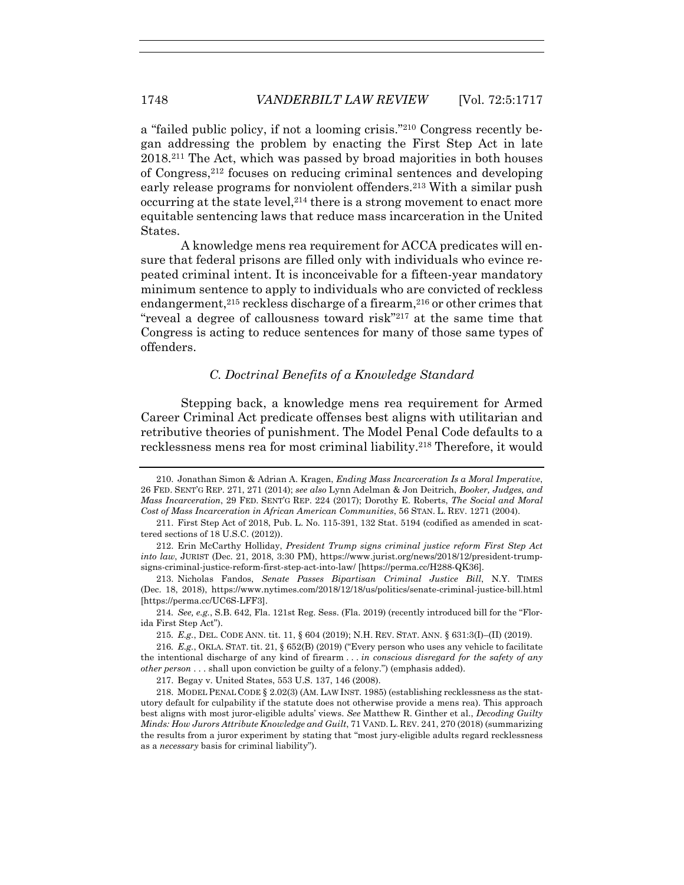a "failed public policy, if not a looming crisis."[210] Congress recently began addressing the problem by enacting the First Step Act in late 2018.[211] The Act, which was passed by broad majorities in both houses of Congress,[212] focuses on reducing criminal sentences and developing early release programs for nonviolent offenders.[213] With a similar push occurring at the state level,[214] there is a strong movement to enact more equitable sentencing laws that reduce mass incarceration in the United States.

A knowledge mens rea requirement for ACCA predicates will ensure that federal prisons are filled only with individuals who evince repeated criminal intent. It is inconceivable for a fifteen-year mandatory minimum sentence to apply to individuals who are convicted of reckless endangerment,[215] reckless discharge of a firearm,[216] or other crimes that "reveal a degree of callousness toward risk"[217] at the same time that Congress is acting to reduce sentences for many of those same types of offenders.

### *C. Doctrinal Benefits of a Knowledge Standard*

Stepping back, a knowledge mens rea requirement for Armed Career Criminal Act predicate offenses best aligns with utilitarian and retributive theories of punishment. The Model Penal Code defaults to a recklessness mens rea for most criminal liability.[218] Therefore, it would

---

210. Jonathan Simon & Adrian A. Kragen, *Ending Mass Incarceration Is a Moral Imperative*, 26 FED. SENT'G REP. 271, 271 (2014); *see also* Lynn Adelman & Jon Deitrich, *Booker, Judges, and Mass Incarceration*, 29 FED. SENT'G REP. 224 (2017); Dorothy E. Roberts, *The Social and Moral Cost of Mass Incarceration in African American Communities*, 56 STAN. L. REV. 1271 (2004).

211. First Step Act of 2018, Pub. L. No. 115-391, 132 Stat. 5194 (codified as amended in scattered sections of 18 U.S.C. (2012)).

212. Erin McCarthy Holliday, *President Trump signs criminal justice reform First Step Act into law*, JURIST (Dec. 21, 2018, 3:30 PM), https://www.jurist.org/news/2018/12/president-trump-signs-criminal-justice-reform-first-step-act-into-law/ [https://perma.cc/H288-QK36].

213. Nicholas Fandos, *Senate Passes Bipartisan Criminal Justice Bill*, N.Y. TIMES (Dec. 18, 2018), https://www.nytimes.com/2018/12/18/us/politics/senate-criminal-justice-bill.html [https://perma.cc/UC6S-LFF3].

214. *See, e.g.*, S.B. 642, Fla. 121st Reg. Sess. (Fla. 2019) (recently introduced bill for the "Florida First Step Act").

215. *E.g.*, DEL. CODE ANN. tit. 11, § 604 (2019); N.H. REV. STAT. ANN. § 631:3(I)–(II) (2019).

216. *E.g.*, OKLA. STAT. tit. 21, § 652(B) (2019) ("Every person who uses any vehicle to facilitate the intentional discharge of any kind of firearm . . . *in conscious disregard for the safety of any other person* . . . shall upon conviction be guilty of a felony.") (emphasis added).

217. Begay v. United States, 553 U.S. 137, 146 (2008).

218. MODEL PENAL CODE § 2.02(3) (AM. LAW INST. 1985) (establishing recklessness as the statutory default for culpability if the statute does not otherwise provide a mens rea). This approach best aligns with most juror-eligible adults' views. *See* Matthew R. Ginther et al., *Decoding Guilty Minds: How Jurors Attribute Knowledge and Guilt*, 71 VAND. L. REV. 241, 270 (2018) (summarizing the results from a juror experiment by stating that "most jury-eligible adults regard recklessness as a *necessary* basis for criminal liability").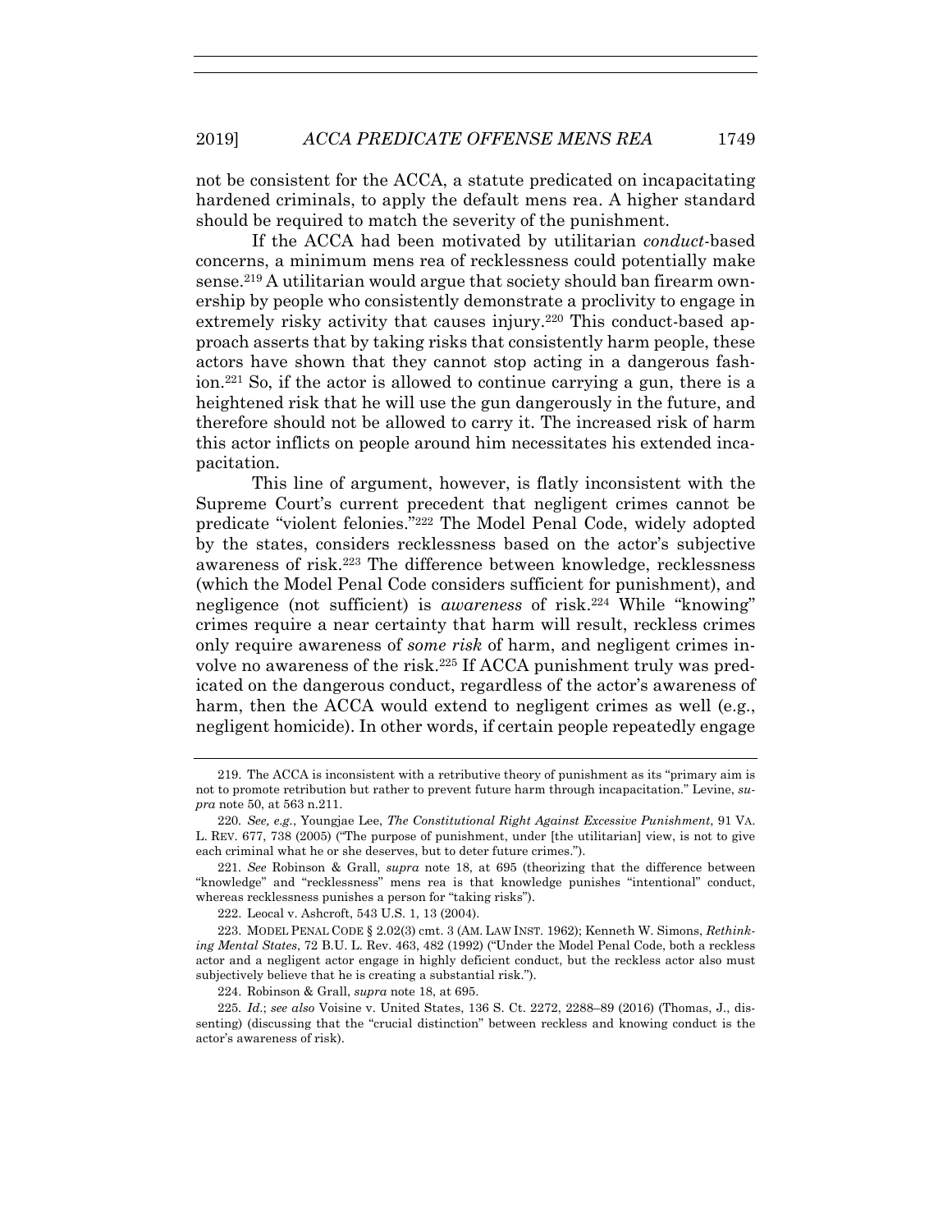not be consistent for the ACCA, a statute predicated on incapacitating hardened criminals, to apply the default mens rea. A higher standard should be required to match the severity of the punishment.

If the ACCA had been motivated by utilitarian *conduct*-based concerns, a minimum mens rea of recklessness could potentially make sense.[219] A utilitarian would argue that society should ban firearm ownership by people who consistently demonstrate a proclivity to engage in extremely risky activity that causes injury.[220] This conduct-based approach asserts that by taking risks that consistently harm people, these actors have shown that they cannot stop acting in a dangerous fashion.[221] So, if the actor is allowed to continue carrying a gun, there is a heightened risk that he will use the gun dangerously in the future, and therefore should not be allowed to carry it. The increased risk of harm this actor inflicts on people around him necessitates his extended incapacitation.

This line of argument, however, is flatly inconsistent with the Supreme Court's current precedent that negligent crimes cannot be predicate "violent felonies."[222] The Model Penal Code, widely adopted by the states, considers recklessness based on the actor's subjective awareness of risk.[223] The difference between knowledge, recklessness (which the Model Penal Code considers sufficient for punishment), and negligence (not sufficient) is *awareness* of risk.[224] While "knowing" crimes require a near certainty that harm will result, reckless crimes only require awareness of *some risk* of harm, and negligent crimes involve no awareness of the risk.[225] If ACCA punishment truly was predicated on the dangerous conduct, regardless of the actor's awareness of harm, then the ACCA would extend to negligent crimes as well (e.g., negligent homicide). In other words, if certain people repeatedly engage

---

219. The ACCA is inconsistent with a retributive theory of punishment as its "primary aim is not to promote retribution but rather to prevent future harm through incapacitation." Levine, *supra* note 50, at 563 n.211.

220. *See, e.g.*, Youngjae Lee, *The Constitutional Right Against Excessive Punishment*, 91 VA. L. REV. 677, 738 (2005) ("The purpose of punishment, under [the utilitarian] view, is not to give each criminal what he or she deserves, but to deter future crimes.").

221. *See* Robinson & Grall, *supra* note 18, at 695 (theorizing that the difference between "knowledge" and "recklessness" mens rea is that knowledge punishes "intentional" conduct, whereas recklessness punishes a person for "taking risks").

222. Leocal v. Ashcroft, 543 U.S. 1, 13 (2004).

223. MODEL PENAL CODE § 2.02(3) cmt. 3 (AM. LAW INST. 1962); Kenneth W. Simons, *Rethinking Mental States*, 72 B.U. L. Rev. 463, 482 (1992) ("Under the Model Penal Code, both a reckless actor and a negligent actor engage in highly deficient conduct, but the reckless actor also must subjectively believe that he is creating a substantial risk.").

224. Robinson & Grall, *supra* note 18, at 695.

225. *Id.*; *see also* Voisine v. United States, 136 S. Ct. 2272, 2288–89 (2016) (Thomas, J., dissenting) (discussing that the "crucial distinction" between reckless and knowing conduct is the actor's awareness of risk).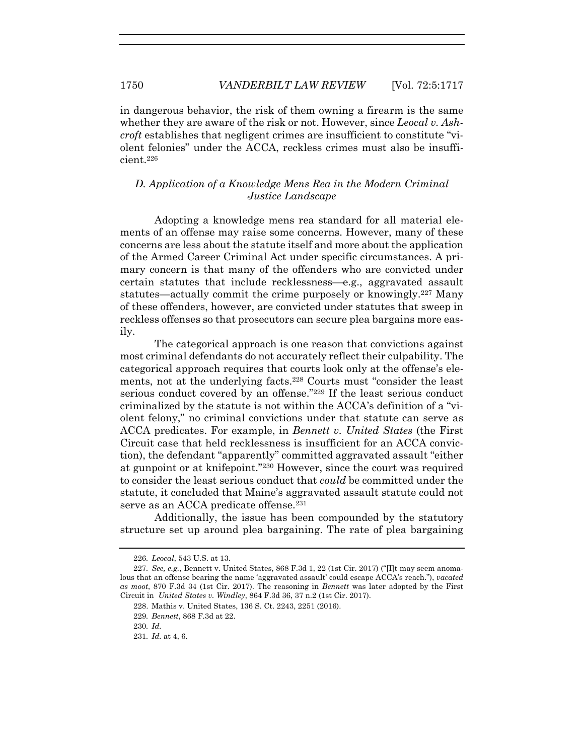in dangerous behavior, the risk of them owning a firearm is the same whether they are aware of the risk or not. However, since *Leocal v. Ashcroft* establishes that negligent crimes are insufficient to constitute "violent felonies" under the ACCA, reckless crimes must also be insufficient.[226]

### *D. Application of a Knowledge Mens Rea in the Modern Criminal Justice Landscape*

Adopting a knowledge mens rea standard for all material elements of an offense may raise some concerns. However, many of these concerns are less about the statute itself and more about the application of the Armed Career Criminal Act under specific circumstances. A primary concern is that many of the offenders who are convicted under certain statutes that include recklessness—e.g., aggravated assault statutes—actually commit the crime purposely or knowingly.[227] Many of these offenders, however, are convicted under statutes that sweep in reckless offenses so that prosecutors can secure plea bargains more easily.

The categorical approach is one reason that convictions against most criminal defendants do not accurately reflect their culpability. The categorical approach requires that courts look only at the offense's elements, not at the underlying facts.[228] Courts must "consider the least serious conduct covered by an offense."[229] If the least serious conduct criminalized by the statute is not within the ACCA's definition of a "violent felony," no criminal convictions under that statute can serve as ACCA predicates. For example, in *Bennett v. United States* (the First Circuit case that held recklessness is insufficient for an ACCA conviction), the defendant "apparently" committed aggravated assault "either at gunpoint or at knifepoint."[230] However, since the court was required to consider the least serious conduct that *could* be committed under the statute, it concluded that Maine's aggravated assault statute could not serve as an ACCA predicate offense.[231]

Additionally, the issue has been compounded by the statutory structure set up around plea bargaining. The rate of plea bargaining

---

226. *Leocal*, 543 U.S. at 13.

227. *See, e.g.*, Bennett v. United States, 868 F.3d 1, 22 (1st Cir. 2017) ("[I]t may seem anomalous that an offense bearing the name 'aggravated assault' could escape ACCA's reach."), *vacated as moot*, 870 F.3d 34 (1st Cir. 2017). The reasoning in *Bennett* was later adopted by the First Circuit in *United States v. Windley*, 864 F.3d 36, 37 n.2 (1st Cir. 2017).

228. Mathis v. United States, 136 S. Ct. 2243, 2251 (2016).

229. *Bennett*, 868 F.3d at 22.

230. *Id.*

231. *Id.* at 4, 6.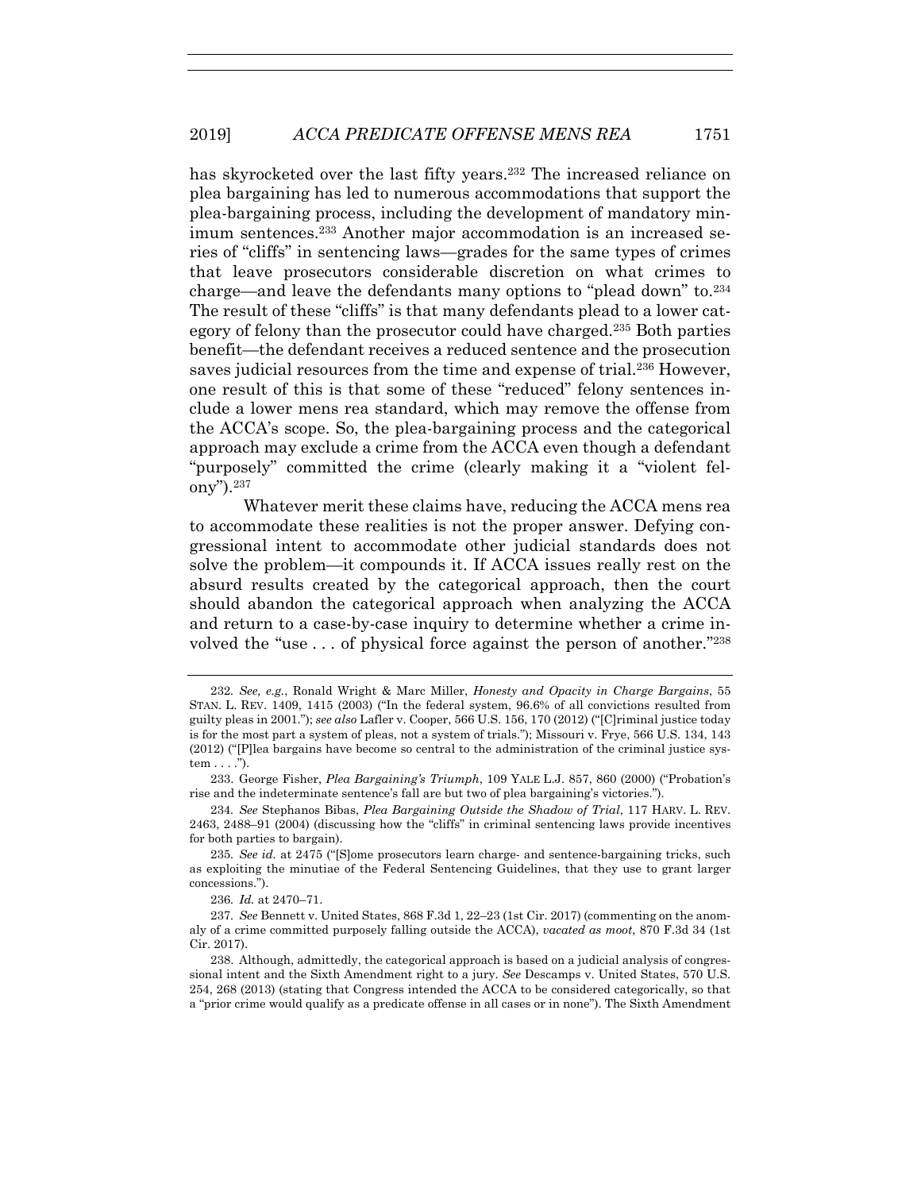has skyrocketed over the last fifty years.[232] The increased reliance on plea bargaining has led to numerous accommodations that support the plea-bargaining process, including the development of mandatory minimum sentences.[233] Another major accommodation is an increased series of "cliffs" in sentencing laws—grades for the same types of crimes that leave prosecutors considerable discretion on what crimes to charge—and leave the defendants many options to "plead down" to.[234] The result of these "cliffs" is that many defendants plead to a lower category of felony than the prosecutor could have charged.[235] Both parties benefit—the defendant receives a reduced sentence and the prosecution saves judicial resources from the time and expense of trial.[236] However, one result of this is that some of these "reduced" felony sentences include a lower mens rea standard, which may remove the offense from the ACCA's scope. So, the plea-bargaining process and the categorical approach may exclude a crime from the ACCA even though a defendant "purposely" committed the crime (clearly making it a "violent felony").[237]

Whatever merit these claims have, reducing the ACCA mens rea to accommodate these realities is not the proper answer. Defying congressional intent to accommodate other judicial standards does not solve the problem—it compounds it. If ACCA issues really rest on the absurd results created by the categorical approach, then the court should abandon the categorical approach when analyzing the ACCA and return to a case-by-case inquiry to determine whether a crime involved the "use . . . of physical force against the person of another."[238]

---

232. *See, e.g.*, Ronald Wright & Marc Miller, *Honesty and Opacity in Charge Bargains*, 55 STAN. L. REV. 1409, 1415 (2003) ("In the federal system, 96.6% of all convictions resulted from guilty pleas in 2001."); *see also* Lafler v. Cooper, 566 U.S. 156, 170 (2012) ("[C]riminal justice today is for the most part a system of pleas, not a system of trials."); Missouri v. Frye, 566 U.S. 134, 143 (2012) ("[P]lea bargains have become so central to the administration of the criminal justice system . . . .").

233. George Fisher, *Plea Bargaining's Triumph*, 109 YALE L.J. 857, 860 (2000) ("Probation's rise and the indeterminate sentence's fall are but two of plea bargaining's victories.").

234. *See* Stephanos Bibas, *Plea Bargaining Outside the Shadow of Trial*, 117 HARV. L. REV. 2463, 2488–91 (2004) (discussing how the "cliffs" in criminal sentencing laws provide incentives for both parties to bargain).

235. *See id.* at 2475 ("[S]ome prosecutors learn charge- and sentence-bargaining tricks, such as exploiting the minutiae of the Federal Sentencing Guidelines, that they use to grant larger concessions.").

236. *Id.* at 2470–71.

237. *See* Bennett v. United States, 868 F.3d 1, 22–23 (1st Cir. 2017) (commenting on the anomaly of a crime committed purposely falling outside the ACCA), *vacated as moot*, 870 F.3d 34 (1st Cir. 2017).

238. Although, admittedly, the categorical approach is based on a judicial analysis of congressional intent and the Sixth Amendment right to a jury. *See* Descamps v. United States, 570 U.S. 254, 268 (2013) (stating that Congress intended the ACCA to be considered categorically, so that a "prior crime would qualify as a predicate offense in all cases or in none"). The Sixth Amendment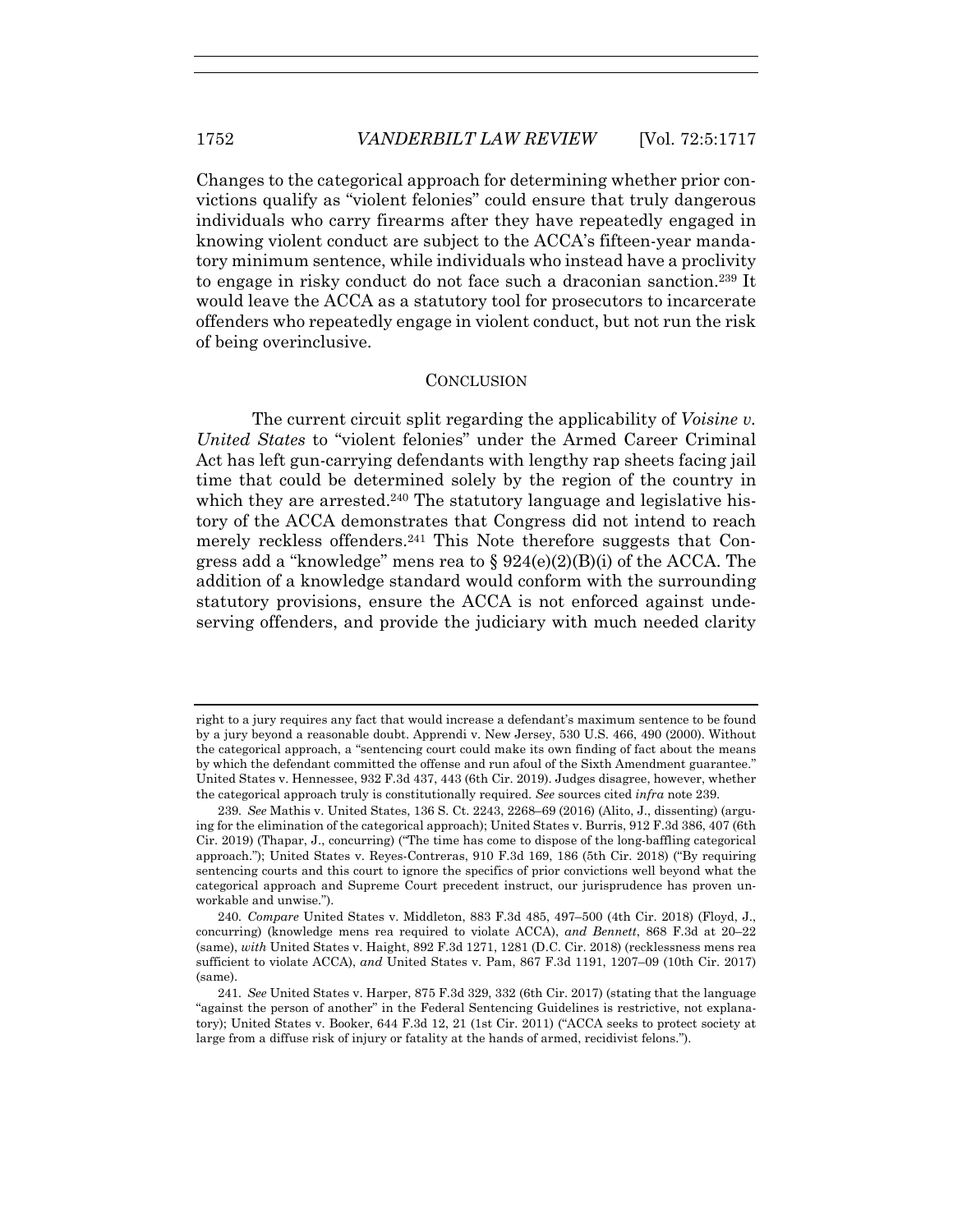Changes to the categorical approach for determining whether prior convictions qualify as "violent felonies" could ensure that truly dangerous individuals who carry firearms after they have repeatedly engaged in knowing violent conduct are subject to the ACCA's fifteen-year mandatory minimum sentence, while individuals who instead have a proclivity to engage in risky conduct do not face such a draconian sanction.[239] It would leave the ACCA as a statutory tool for prosecutors to incarcerate offenders who repeatedly engage in violent conduct, but not run the risk of being overinclusive.

## CONCLUSION

The current circuit split regarding the applicability of *Voisine v. United States* to "violent felonies" under the Armed Career Criminal Act has left gun-carrying defendants with lengthy rap sheets facing jail time that could be determined solely by the region of the country in which they are arrested.[240] The statutory language and legislative history of the ACCA demonstrates that Congress did not intend to reach merely reckless offenders.[241] This Note therefore suggests that Congress add a "knowledge" mens rea to § 924(e)(2)(B)(i) of the ACCA. The addition of a knowledge standard would conform with the surrounding statutory provisions, ensure the ACCA is not enforced against undeserving offenders, and provide the judiciary with much needed clarity

---

right to a jury requires any fact that would increase a defendant's maximum sentence to be found by a jury beyond a reasonable doubt. Apprendi v. New Jersey, 530 U.S. 466, 490 (2000). Without the categorical approach, a "sentencing court could make its own finding of fact about the means by which the defendant committed the offense and run afoul of the Sixth Amendment guarantee." United States v. Hennessee, 932 F.3d 437, 443 (6th Cir. 2019). Judges disagree, however, whether the categorical approach truly is constitutionally required. *See* sources cited *infra* note 239.

239. *See* Mathis v. United States, 136 S. Ct. 2243, 2268–69 (2016) (Alito, J., dissenting) (arguing for the elimination of the categorical approach); United States v. Burris, 912 F.3d 386, 407 (6th Cir. 2019) (Thapar, J., concurring) ("The time has come to dispose of the long-baffling categorical approach."); United States v. Reyes-Contreras, 910 F.3d 169, 186 (5th Cir. 2018) ("By requiring sentencing courts and this court to ignore the specifics of prior convictions well beyond what the categorical approach and Supreme Court precedent instruct, our jurisprudence has proven unworkable and unwise.").

240. *Compare* United States v. Middleton, 883 F.3d 485, 497–500 (4th Cir. 2018) (Floyd, J., concurring) (knowledge mens rea required to violate ACCA), *and Bennett*, 868 F.3d at 20–22 (same), *with* United States v. Haight, 892 F.3d 1271, 1281 (D.C. Cir. 2018) (recklessness mens rea sufficient to violate ACCA), *and* United States v. Pam, 867 F.3d 1191, 1207–09 (10th Cir. 2017) (same).

241. *See* United States v. Harper, 875 F.3d 329, 332 (6th Cir. 2017) (stating that the language "against the person of another" in the Federal Sentencing Guidelines is restrictive, not explanatory); United States v. Booker, 644 F.3d 12, 21 (1st Cir. 2011) ("ACCA seeks to protect society at large from a diffuse risk of injury or fatality at the hands of armed, recidivist felons.").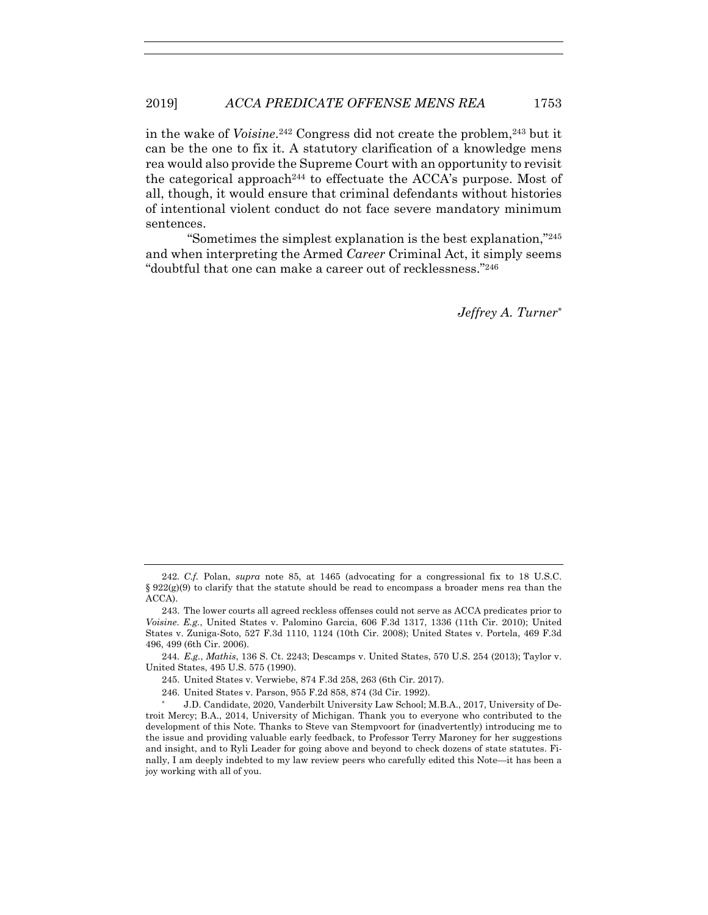in the wake of *Voisine*.[242] Congress did not create the problem,[243] but it can be the one to fix it. A statutory clarification of a knowledge mens rea would also provide the Supreme Court with an opportunity to revisit the categorical approach[244] to effectuate the ACCA's purpose. Most of all, though, it would ensure that criminal defendants without histories of intentional violent conduct do not face severe mandatory minimum sentences.

"Sometimes the simplest explanation is the best explanation,"[245] and when interpreting the Armed *Career* Criminal Act, it simply seems "doubtful that one can make a career out of recklessness."[246]

*Jeffrey A. Turner*[*]

---

242. *C.f.* Polan, *supra* note 85, at 1465 (advocating for a congressional fix to 18 U.S.C. § 922(g)(9) to clarify that the statute should be read to encompass a broader mens rea than the ACCA).

243. The lower courts all agreed reckless offenses could not serve as ACCA predicates prior to *Voisine*. *E.g.*, United States v. Palomino Garcia, 606 F.3d 1317, 1336 (11th Cir. 2010); United States v. Zuniga-Soto, 527 F.3d 1110, 1124 (10th Cir. 2008); United States v. Portela, 469 F.3d 496, 499 (6th Cir. 2006).

244. *E.g.*, *Mathis*, 136 S. Ct. 2243; Descamps v. United States, 570 U.S. 254 (2013); Taylor v. United States, 495 U.S. 575 (1990).

245. United States v. Verwiebe, 874 F.3d 258, 263 (6th Cir. 2017).

246. United States v. Parson, 955 F.2d 858, 874 (3d Cir. 1992).

\* J.D. Candidate, 2020, Vanderbilt University Law School; M.B.A., 2017, University of Detroit Mercy; B.A., 2014, University of Michigan. Thank you to everyone who contributed to the development of this Note. Thanks to Steve van Stempvoort for (inadvertently) introducing me to the issue and providing valuable early feedback, to Professor Terry Maroney for her suggestions and insight, and to Ryli Leader for going above and beyond to check dozens of state statutes. Finally, I am deeply indebted to my law review peers who carefully edited this Note—it has been a joy working with all of you.